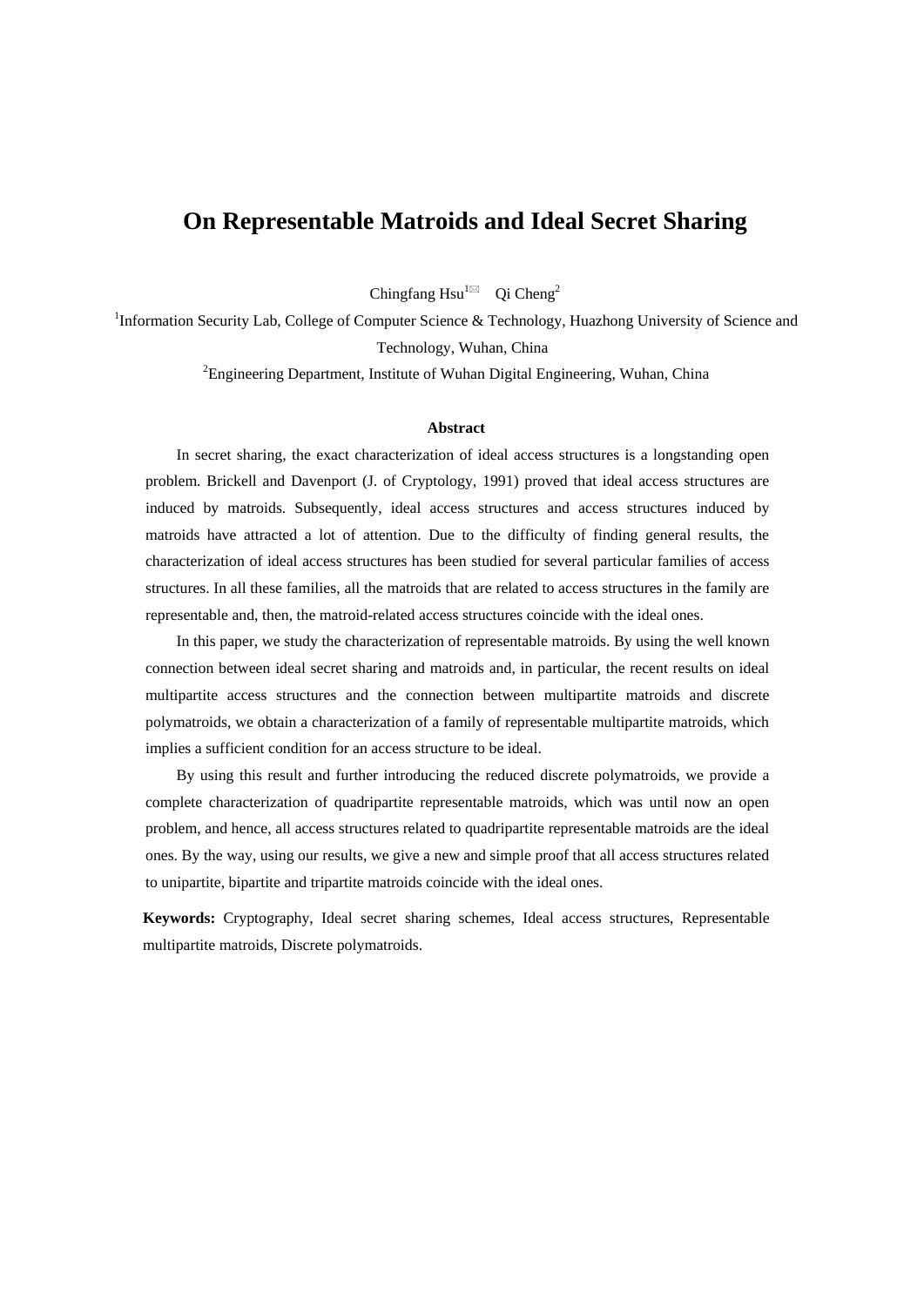# On Representable Matroids and Ideal Secret Sharing

Chingfang Hsu[1✉] Qi Cheng[2]

[1]Information Security Lab, College of Computer Science & Technology, Huazhong University of Science and Technology, Wuhan, China

[2]Engineering Department, Institute of Wuhan Digital Engineering, Wuhan, China

### Abstract

In secret sharing, the exact characterization of ideal access structures is a longstanding open problem. Brickell and Davenport (J. of Cryptology, 1991) proved that ideal access structures are induced by matroids. Subsequently, ideal access structures and access structures induced by matroids have attracted a lot of attention. Due to the difficulty of finding general results, the characterization of ideal access structures has been studied for several particular families of access structures. In all these families, all the matroids that are related to access structures in the family are representable and, then, the matroid-related access structures coincide with the ideal ones.

In this paper, we study the characterization of representable matroids. By using the well known connection between ideal secret sharing and matroids and, in particular, the recent results on ideal multipartite access structures and the connection between multipartite matroids and discrete polymatroids, we obtain a characterization of a family of representable multipartite matroids, which implies a sufficient condition for an access structure to be ideal.

By using this result and further introducing the reduced discrete polymatroids, we provide a complete characterization of quadripartite representable matroids, which was until now an open problem, and hence, all access structures related to quadripartite representable matroids are the ideal ones. By the way, using our results, we give a new and simple proof that all access structures related to unipartite, bipartite and tripartite matroids coincide with the ideal ones.

**Keywords:** Cryptography, Ideal secret sharing schemes, Ideal access structures, Representable multipartite matroids, Discrete polymatroids.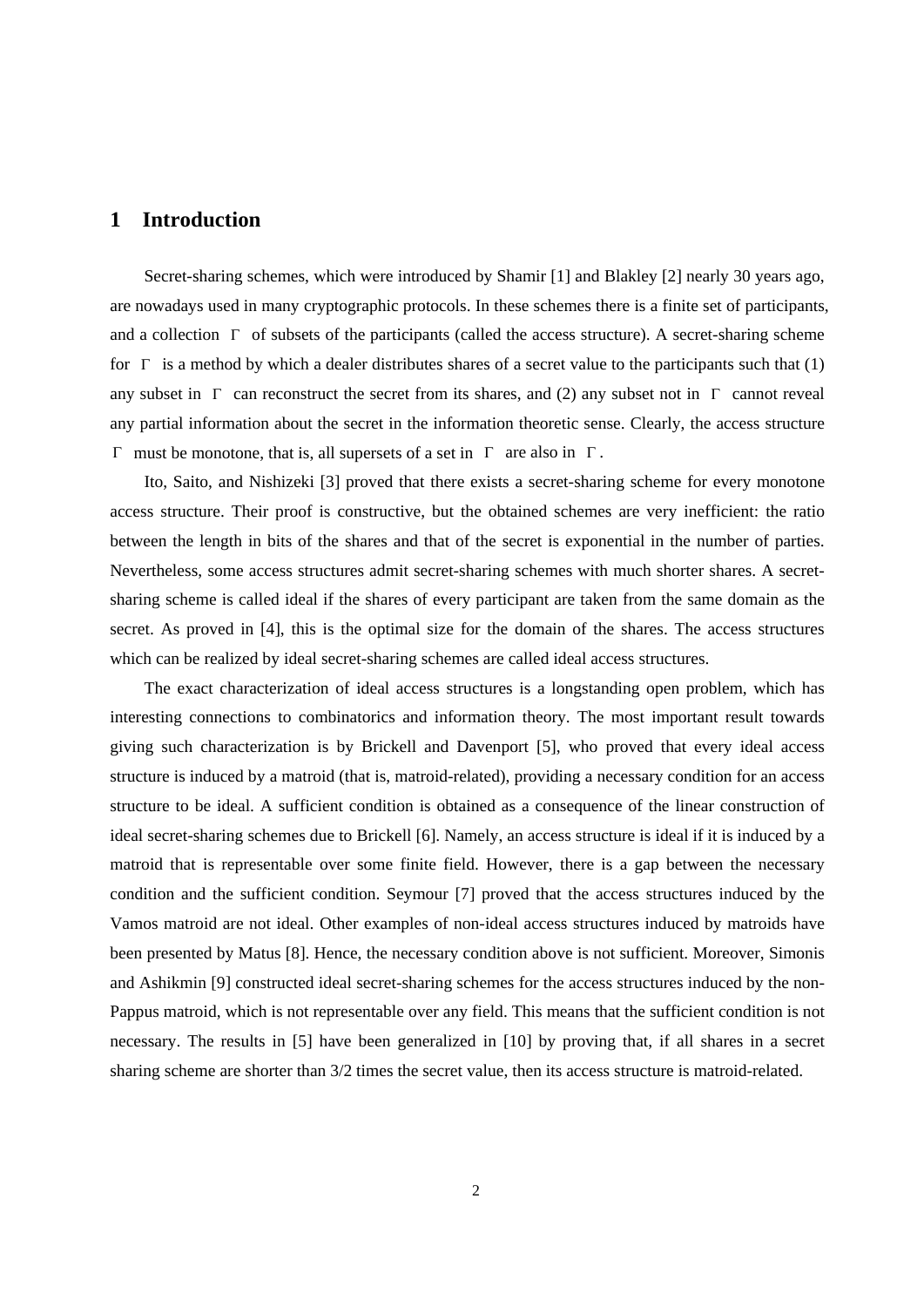## 1 Introduction

Secret-sharing schemes, which were introduced by Shamir [1] and Blakley [2] nearly 30 years ago, are nowadays used in many cryptographic protocols. In these schemes there is a finite set of participants, and a collection $\Gamma$ of subsets of the participants (called the access structure). A secret-sharing scheme for $\Gamma$ is a method by which a dealer distributes shares of a secret value to the participants such that (1) any subset in $\Gamma$ can reconstruct the secret from its shares, and (2) any subset not in $\Gamma$ cannot reveal any partial information about the secret in the information theoretic sense. Clearly, the access structure $\Gamma$ must be monotone, that is, all supersets of a set in $\Gamma$ are also in $\Gamma$.

Ito, Saito, and Nishizeki [3] proved that there exists a secret-sharing scheme for every monotone access structure. Their proof is constructive, but the obtained schemes are very inefficient: the ratio between the length in bits of the shares and that of the secret is exponential in the number of parties. Nevertheless, some access structures admit secret-sharing schemes with much shorter shares. A secret-sharing scheme is called ideal if the shares of every participant are taken from the same domain as the secret. As proved in [4], this is the optimal size for the domain of the shares. The access structures which can be realized by ideal secret-sharing schemes are called ideal access structures.

The exact characterization of ideal access structures is a longstanding open problem, which has interesting connections to combinatorics and information theory. The most important result towards giving such characterization is by Brickell and Davenport [5], who proved that every ideal access structure is induced by a matroid (that is, matroid-related), providing a necessary condition for an access structure to be ideal. A sufficient condition is obtained as a consequence of the linear construction of ideal secret-sharing schemes due to Brickell [6]. Namely, an access structure is ideal if it is induced by a matroid that is representable over some finite field. However, there is a gap between the necessary condition and the sufficient condition. Seymour [7] proved that the access structures induced by the Vamos matroid are not ideal. Other examples of non-ideal access structures induced by matroids have been presented by Matus [8]. Hence, the necessary condition above is not sufficient. Moreover, Simonis and Ashikmin [9] constructed ideal secret-sharing schemes for the access structures induced by the non-Pappus matroid, which is not representable over any field. This means that the sufficient condition is not necessary. The results in [5] have been generalized in [10] by proving that, if all shares in a secret sharing scheme are shorter than 3/2 times the secret value, then its access structure is matroid-related.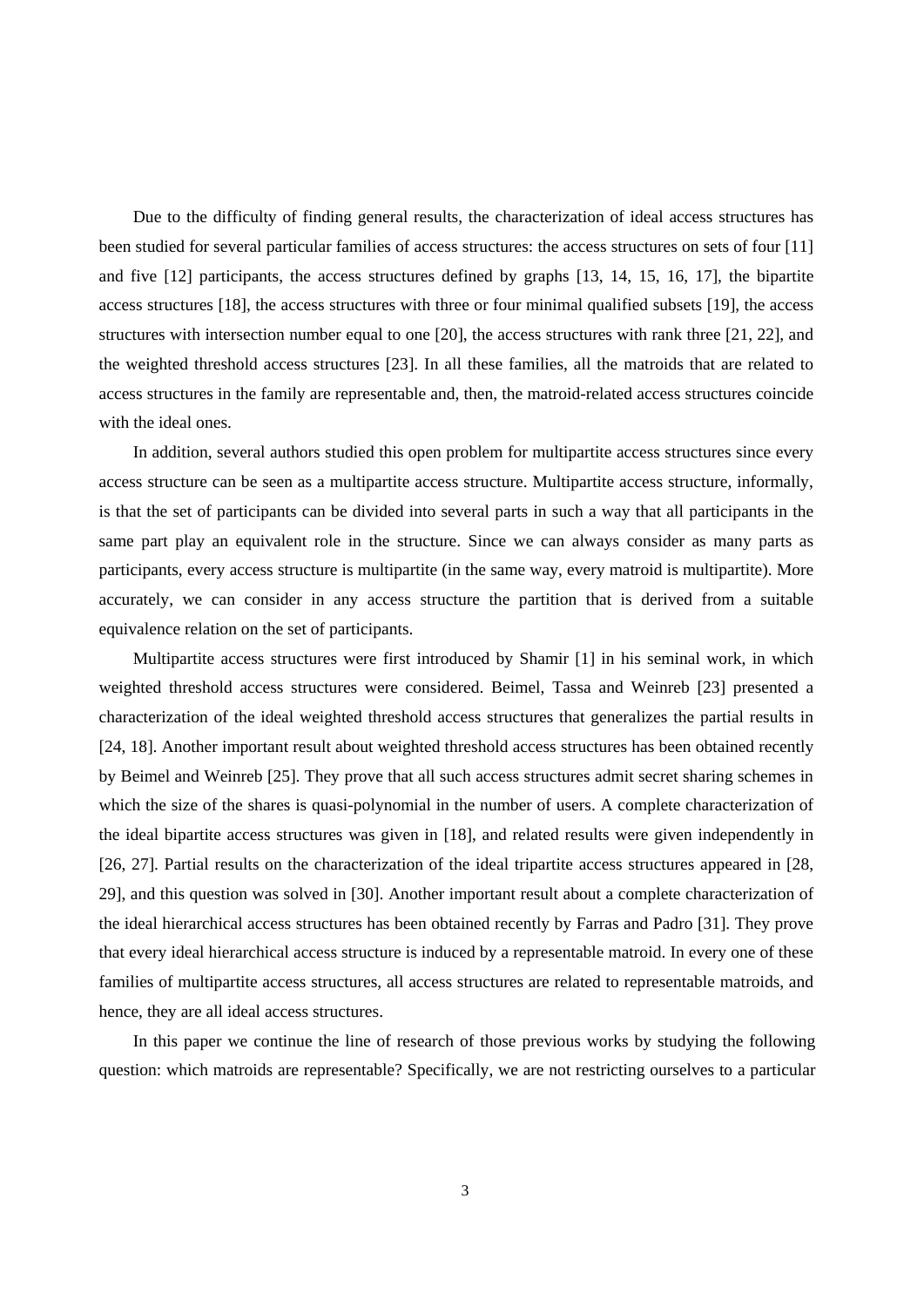Due to the difficulty of finding general results, the characterization of ideal access structures has been studied for several particular families of access structures: the access structures on sets of four [11] and five [12] participants, the access structures defined by graphs [13, 14, 15, 16, 17], the bipartite access structures [18], the access structures with three or four minimal qualified subsets [19], the access structures with intersection number equal to one [20], the access structures with rank three [21, 22], and the weighted threshold access structures [23]. In all these families, all the matroids that are related to access structures in the family are representable and, then, the matroid-related access structures coincide with the ideal ones.

In addition, several authors studied this open problem for multipartite access structures since every access structure can be seen as a multipartite access structure. Multipartite access structure, informally, is that the set of participants can be divided into several parts in such a way that all participants in the same part play an equivalent role in the structure. Since we can always consider as many parts as participants, every access structure is multipartite (in the same way, every matroid is multipartite). More accurately, we can consider in any access structure the partition that is derived from a suitable equivalence relation on the set of participants.

Multipartite access structures were first introduced by Shamir [1] in his seminal work, in which weighted threshold access structures were considered. Beimel, Tassa and Weinreb [23] presented a characterization of the ideal weighted threshold access structures that generalizes the partial results in [24, 18]. Another important result about weighted threshold access structures has been obtained recently by Beimel and Weinreb [25]. They prove that all such access structures admit secret sharing schemes in which the size of the shares is quasi-polynomial in the number of users. A complete characterization of the ideal bipartite access structures was given in [18], and related results were given independently in [26, 27]. Partial results on the characterization of the ideal tripartite access structures appeared in [28, 29], and this question was solved in [30]. Another important result about a complete characterization of the ideal hierarchical access structures has been obtained recently by Farras and Padro [31]. They prove that every ideal hierarchical access structure is induced by a representable matroid. In every one of these families of multipartite access structures, all access structures are related to representable matroids, and hence, they are all ideal access structures.

In this paper we continue the line of research of those previous works by studying the following question: which matroids are representable? Specifically, we are not restricting ourselves to a particular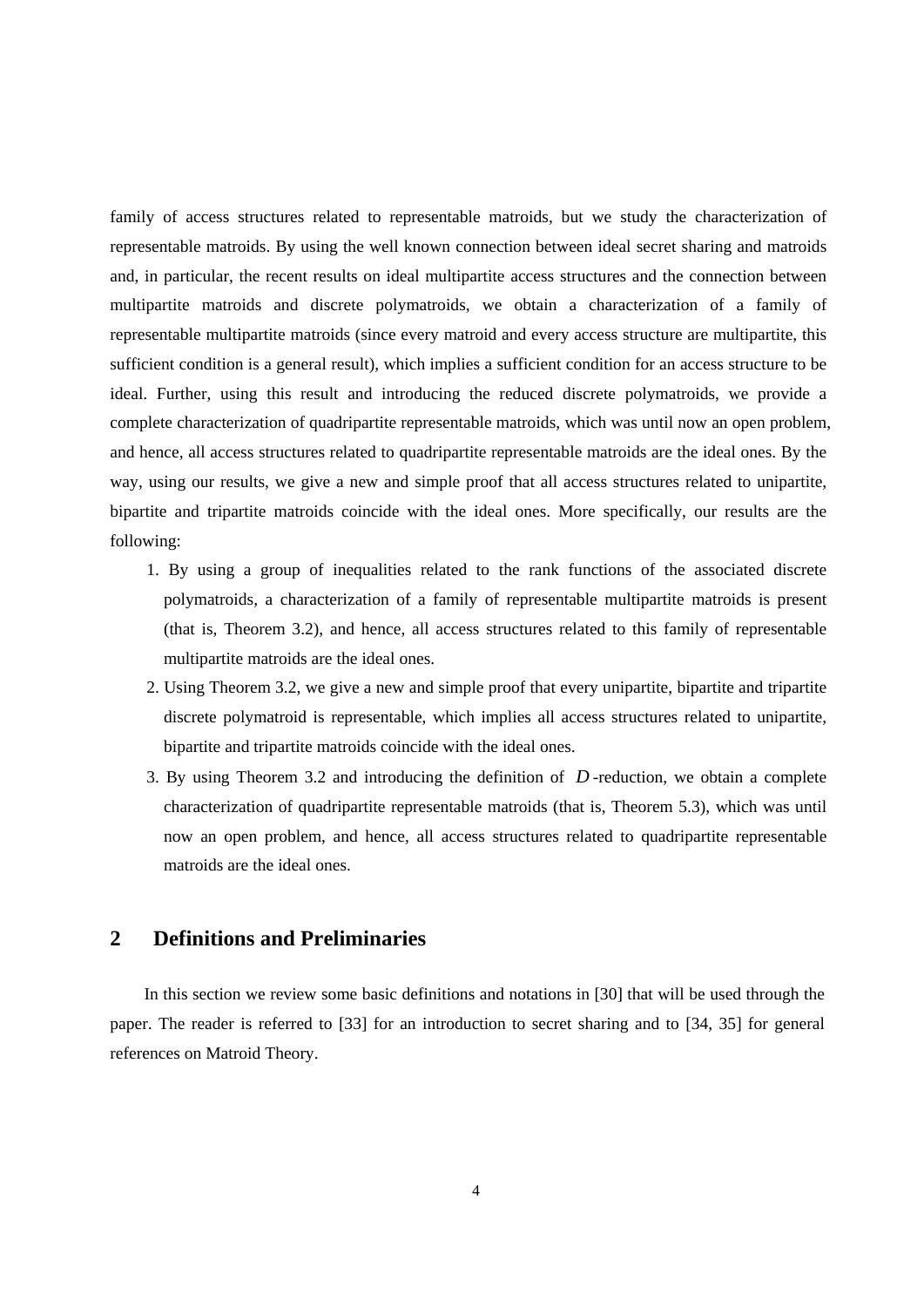family of access structures related to representable matroids, but we study the characterization of representable matroids. By using the well known connection between ideal secret sharing and matroids and, in particular, the recent results on ideal multipartite access structures and the connection between multipartite matroids and discrete polymatroids, we obtain a characterization of a family of representable multipartite matroids (since every matroid and every access structure are multipartite, this sufficient condition is a general result), which implies a sufficient condition for an access structure to be ideal. Further, using this result and introducing the reduced discrete polymatroids, we provide a complete characterization of quadripartite representable matroids, which was until now an open problem, and hence, all access structures related to quadripartite representable matroids are the ideal ones. By the way, using our results, we give a new and simple proof that all access structures related to unipartite, bipartite and tripartite matroids coincide with the ideal ones. More specifically, our results are the following:

1. By using a group of inequalities related to the rank functions of the associated discrete polymatroids, a characterization of a family of representable multipartite matroids is present (that is, Theorem 3.2), and hence, all access structures related to this family of representable multipartite matroids are the ideal ones.
2. Using Theorem 3.2, we give a new and simple proof that every unipartite, bipartite and tripartite discrete polymatroid is representable, which implies all access structures related to unipartite, bipartite and tripartite matroids coincide with the ideal ones.
3. By using Theorem 3.2 and introducing the definition of $D$-reduction, we obtain a complete characterization of quadripartite representable matroids (that is, Theorem 5.3), which was until now an open problem, and hence, all access structures related to quadripartite representable matroids are the ideal ones.

## 2 Definitions and Preliminaries

In this section we review some basic definitions and notations in [30] that will be used through the paper. The reader is referred to [33] for an introduction to secret sharing and to [34, 35] for general references on Matroid Theory.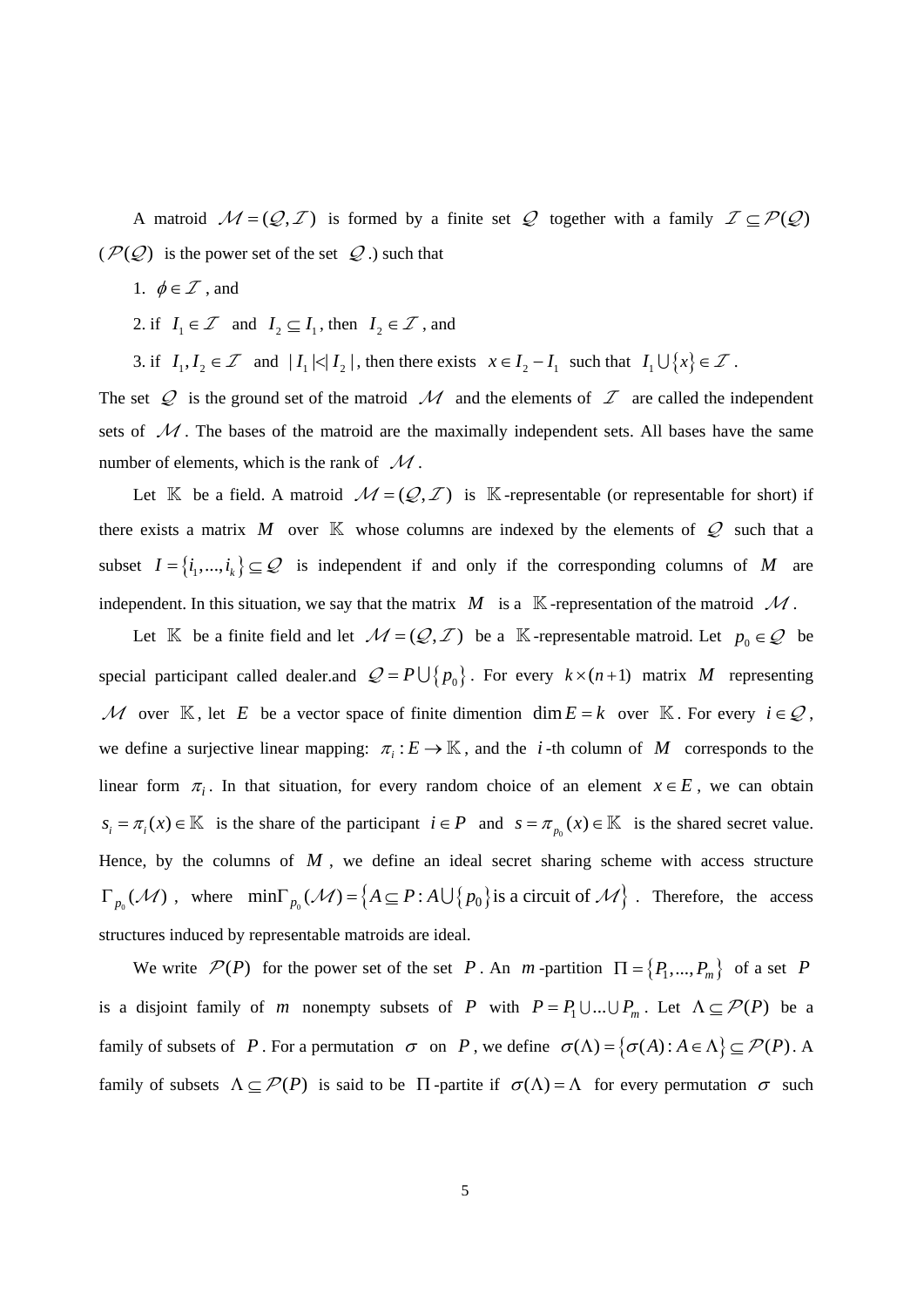A matroid $\mathcal{M}=(\mathcal{Q},\mathcal{I})$ is formed by a finite set $\mathcal{Q}$ together with a family $\mathcal{I}\subseteq\mathcal{P}(\mathcal{Q})$ ($\mathcal{P}(\mathcal{Q})$ is the power set of the set $\mathcal{Q}$.) such that

1. $\phi\in\mathcal{I}$ , and

2. if $I_1\in\mathcal{I}$ and $I_2\subseteq I_1$, then $I_2\in\mathcal{I}$, and

3. if $I_1,I_2\in\mathcal{I}$ and $|I_1|<|I_2|$, then there exists $x\in I_2-I_1$ such that $I_1\bigcup\{x\}\in\mathcal{I}$.

The set $\mathcal{Q}$ is the ground set of the matroid $\mathcal{M}$ and the elements of $\mathcal{I}$ are called the independent sets of $\mathcal{M}$. The bases of the matroid are the maximally independent sets. All bases have the same number of elements, which is the rank of $\mathcal{M}$.

Let $\mathbb{K}$ be a field. A matroid $\mathcal{M}=(\mathcal{Q},\mathcal{I})$ is $\mathbb{K}$-representable (or representable for short) if there exists a matrix $M$ over $\mathbb{K}$ whose columns are indexed by the elements of $\mathcal{Q}$ such that a subset $I=\{i_1,...,i_k\}\subseteq\mathcal{Q}$ is independent if and only if the corresponding columns of $M$ are independent. In this situation, we say that the matrix $M$ is a $\mathbb{K}$-representation of the matroid $\mathcal{M}$.

Let $\mathbb{K}$ be a finite field and let $\mathcal{M}=(\mathcal{Q},\mathcal{I})$ be a $\mathbb{K}$-representable matroid. Let $p_0\in\mathcal{Q}$ be special participant called dealer.and $\mathcal{Q}=P\bigcup\{p_0\}$. For every $k\times(n+1)$ matrix $M$ representing $\mathcal{M}$ over $\mathbb{K}$, let $E$ be a vector space of finite dimention $\dim E=k$ over $\mathbb{K}$. For every $i\in\mathcal{Q}$, we define a surjective linear mapping: $\pi_i:E\to\mathbb{K}$, and the $i$-th column of $M$ corresponds to the linear form $\pi_i$. In that situation, for every random choice of an element $x\in E$, we can obtain $s_i=\pi_i(x)\in\mathbb{K}$ is the share of the participant $i\in P$ and $s=\pi_{p_0}(x)\in\mathbb{K}$ is the shared secret value. Hence, by the columns of $M$, we define an ideal secret sharing scheme with access structure $\Gamma_{p_0}(\mathcal{M})$, where $\min\Gamma_{p_0}(\mathcal{M})=\{A\subseteq P: A\bigcup\{p_0\}\text{is a circuit of }\mathcal{M}\}$. Therefore, the access structures induced by representable matroids are ideal.

We write $\mathcal{P}(P)$ for the power set of the set $P$. An $m$-partition $\Pi=\{P_1,...,P_m\}$ of a set $P$ is a disjoint family of $m$ nonempty subsets of $P$ with $P=P_1\cup...\cup P_m$. Let $\Lambda\subseteq\mathcal{P}(P)$ be a family of subsets of $P$. For a permutation $\sigma$ on $P$, we define $\sigma(\Lambda)=\{\sigma(A):A\in\Lambda\}\subseteq\mathcal{P}(P)$. A family of subsets $\Lambda\subseteq\mathcal{P}(P)$ is said to be $\Pi$-partite if $\sigma(\Lambda)=\Lambda$ for every permutation $\sigma$ such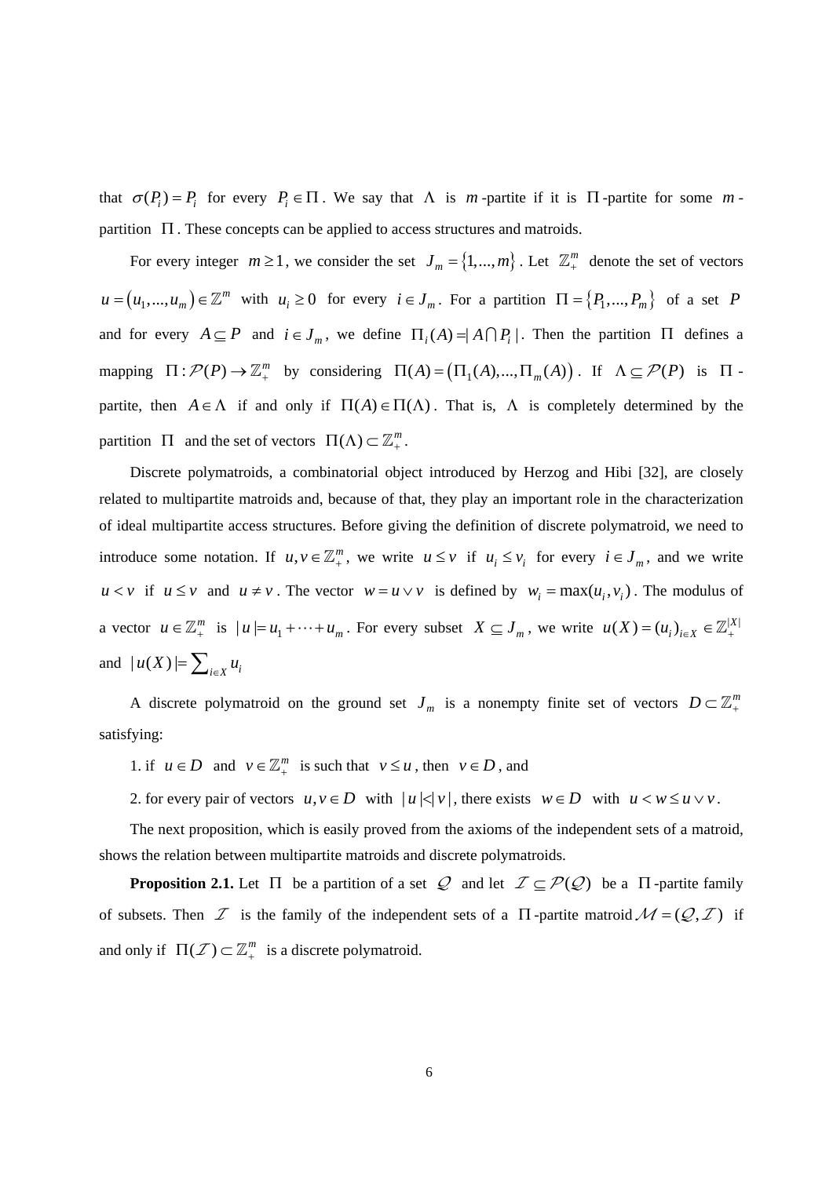that $\sigma(P_i) = P_i$ for every $P_i \in \Pi$. We say that $\Lambda$ is $m$-partite if it is $\Pi$-partite for some $m$-partition $\Pi$. These concepts can be applied to access structures and matroids.

For every integer $m \geq 1$, we consider the set $J_m = \{1,\ldots,m\}$. Let $\mathbb{Z}_+^m$ denote the set of vectors $u = (u_1,\ldots,u_m) \in \mathbb{Z}^m$ with $u_i \geq 0$ for every $i \in J_m$. For a partition $\Pi = \{P_1,\ldots,P_m\}$ of a set $P$ and for every $A \subseteq P$ and $i \in J_m$, we define $\Pi_i(A) = |A \cap P_i|$. Then the partition $\Pi$ defines a mapping $\Pi : \mathcal{P}(P) \to \mathbb{Z}_+^m$ by considering $\Pi(A) = (\Pi_1(A),\ldots,\Pi_m(A))$. If $\Lambda \subseteq \mathcal{P}(P)$ is $\Pi$-partite, then $A \in \Lambda$ if and only if $\Pi(A) \in \Pi(\Lambda)$. That is, $\Lambda$ is completely determined by the partition $\Pi$ and the set of vectors $\Pi(\Lambda) \subset \mathbb{Z}_+^m$.

Discrete polymatroids, a combinatorial object introduced by Herzog and Hibi [32], are closely related to multipartite matroids and, because of that, they play an important role in the characterization of ideal multipartite access structures. Before giving the definition of discrete polymatroid, we need to introduce some notation. If $u, v \in \mathbb{Z}_+^m$, we write $u \leq v$ if $u_i \leq v_i$ for every $i \in J_m$, and we write $u < v$ if $u \leq v$ and $u \neq v$. The vector $w = u \vee v$ is defined by $w_i = \max(u_i, v_i)$. The modulus of a vector $u \in \mathbb{Z}_+^m$ is $|u| = u_1 + \cdots + u_m$. For every subset $X \subseteq J_m$, we write $u(X) = (u_i)_{i \in X} \in \mathbb{Z}_+^{|X|}$ and $|u(X)| = \sum_{i \in X} u_i$

A discrete polymatroid on the ground set $J_m$ is a nonempty finite set of vectors $D \subset \mathbb{Z}_+^m$ satisfying:

1. if $u \in D$ and $v \in \mathbb{Z}_+^m$ is such that $v \leq u$, then $v \in D$, and
2. for every pair of vectors $u, v \in D$ with $|u| < |v|$, there exists $w \in D$ with $u < w \leq u \vee v$.

The next proposition, which is easily proved from the axioms of the independent sets of a matroid, shows the relation between multipartite matroids and discrete polymatroids.

**Proposition 2.1.** Let $\Pi$ be a partition of a set $\mathcal{Q}$ and let $\mathcal{I} \subseteq \mathcal{P}(\mathcal{Q})$ be a $\Pi$-partite family of subsets. Then $\mathcal{I}$ is the family of the independent sets of a $\Pi$-partite matroid $\mathcal{M} = (\mathcal{Q}, \mathcal{I})$ if and only if $\Pi(\mathcal{I}) \subset \mathbb{Z}_+^m$ is a discrete polymatroid.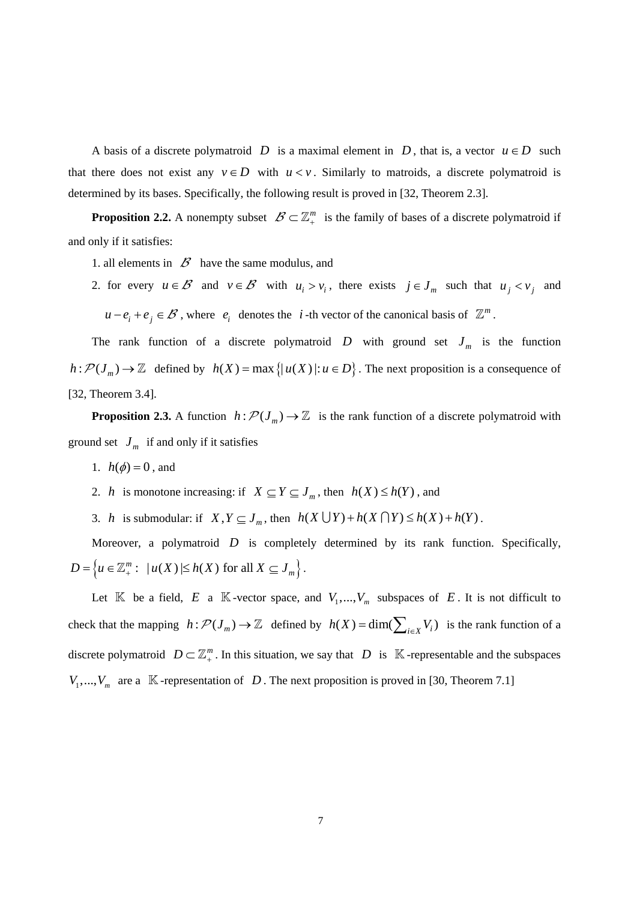A basis of a discrete polymatroid $D$ is a maximal element in $D$, that is, a vector $u \in D$ such that there does not exist any $v \in D$ with $u < v$. Similarly to matroids, a discrete polymatroid is determined by its bases. Specifically, the following result is proved in [32, Theorem 2.3].

**Proposition 2.2.** A nonempty subset $\mathcal{B} \subset \mathbb{Z}_+^m$ is the family of bases of a discrete polymatroid if and only if it satisfies:

1. all elements in $\mathcal{B}$ have the same modulus, and
2. for every $u \in \mathcal{B}$ and $v \in \mathcal{B}$ with $u_i > v_i$, there exists $j \in J_m$ such that $u_j < v_j$ and $u - e_i + e_j \in \mathcal{B}$, where $e_i$ denotes the $i$-th vector of the canonical basis of $\mathbb{Z}^m$.

The rank function of a discrete polymatroid $D$ with ground set $J_m$ is the function $h : \mathcal{P}(J_m) \to \mathbb{Z}$ defined by $h(X) = \max\{|u(X)| : u \in D\}$. The next proposition is a consequence of [32, Theorem 3.4].

**Proposition 2.3.** A function $h : \mathcal{P}(J_m) \to \mathbb{Z}$ is the rank function of a discrete polymatroid with ground set $J_m$ if and only if it satisfies

1. $h(\phi) = 0$, and
2. $h$ is monotone increasing: if $X \subseteq Y \subseteq J_m$, then $h(X) \le h(Y)$, and
3. $h$ is submodular: if $X, Y \subseteq J_m$, then $h(X \bigcup Y) + h(X \bigcap Y) \le h(X) + h(Y)$.

Moreover, a polymatroid $D$ is completely determined by its rank function. Specifically, $D = \left\{u \in \mathbb{Z}_+^m : \ |u(X)| \le h(X) \text{ for all } X \subseteq J_m\right\}$.

Let $\mathbb{K}$ be a field, $E$ a $\mathbb{K}$-vector space, and $V_1, \ldots, V_m$ subspaces of $E$. It is not difficult to check that the mapping $h : \mathcal{P}(J_m) \to \mathbb{Z}$ defined by $h(X) = \dim(\sum_{i \in X} V_i)$ is the rank function of a discrete polymatroid $D \subset \mathbb{Z}_+^m$. In this situation, we say that $D$ is $\mathbb{K}$-representable and the subspaces $V_1, \ldots, V_m$ are a $\mathbb{K}$-representation of $D$. The next proposition is proved in [30, Theorem 7.1]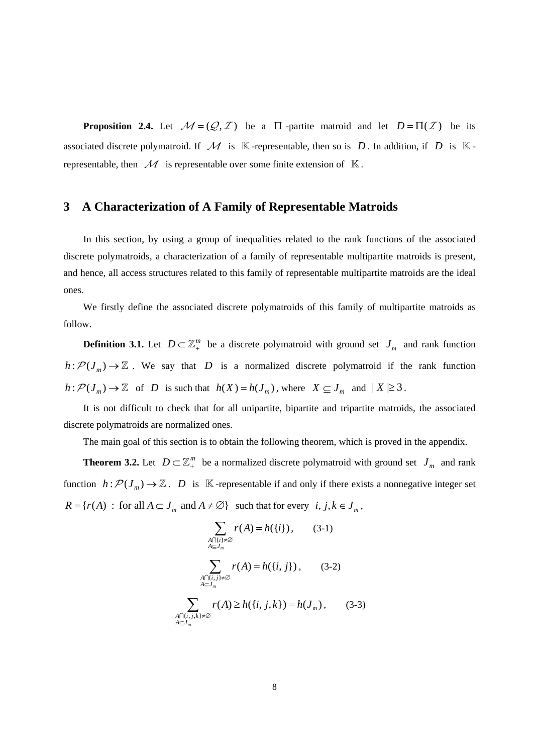**Proposition 2.4.** Let $\mathcal{M} = (\mathcal{Q}, \mathcal{I})$ be a $\Pi$-partite matroid and let $D = \Pi(\mathcal{I})$ be its associated discrete polymatroid. If $\mathcal{M}$ is $\mathbb{K}$-representable, then so is $D$. In addition, if $D$ is $\mathbb{K}$-representable, then $\mathcal{M}$ is representable over some finite extension of $\mathbb{K}$.

## 3 A Characterization of A Family of Representable Matroids

In this section, by using a group of inequalities related to the rank functions of the associated discrete polymatroids, a characterization of a family of representable multipartite matroids is present, and hence, all access structures related to this family of representable multipartite matroids are the ideal ones.

We firstly define the associated discrete polymatroids of this family of multipartite matroids as follow.

**Definition 3.1.** Let $D \subset \mathbb{Z}_+^m$ be a discrete polymatroid with ground set $J_m$ and rank function $h : \mathcal{P}(J_m) \to \mathbb{Z}$. We say that $D$ is a normalized discrete polymatroid if the rank function $h : \mathcal{P}(J_m) \to \mathbb{Z}$ of $D$ is such that $h(X) = h(J_m)$, where $X \subseteq J_m$ and $|X| \geq 3$.

It is not difficult to check that for all unipartite, bipartite and tripartite matroids, the associated discrete polymatroids are normalized ones.

The main goal of this section is to obtain the following theorem, which is proved in the appendix.

**Theorem 3.2.** Let $D \subset \mathbb{Z}_+^m$ be a normalized discrete polymatroid with ground set $J_m$ and rank function $h : \mathcal{P}(J_m) \to \mathbb{Z}$. $D$ is $\mathbb{K}$-representable if and only if there exists a nonnegative integer set $R = \{r(A) \ : \text{ for all } A \subseteq J_m \text{ and } A \neq \emptyset\}$ such that for every $i, j, k \in J_m$,

$$\sum_{\substack{A \cap \{i\} \neq \emptyset \\ A \subseteq J_m}} r(A) = h(\{i\}), \qquad \text{(3-1)}$$

$$\sum_{\substack{A \cap \{i,j\} \neq \emptyset \\ A \subseteq J_m}} r(A) = h(\{i, j\}), \qquad \text{(3-2)}$$

$$\sum_{\substack{A \cap \{i,j,k\} \neq \emptyset \\ A \subseteq J_m}} r(A) \geq h(\{i, j, k\}) = h(J_m), \qquad \text{(3-3)}$$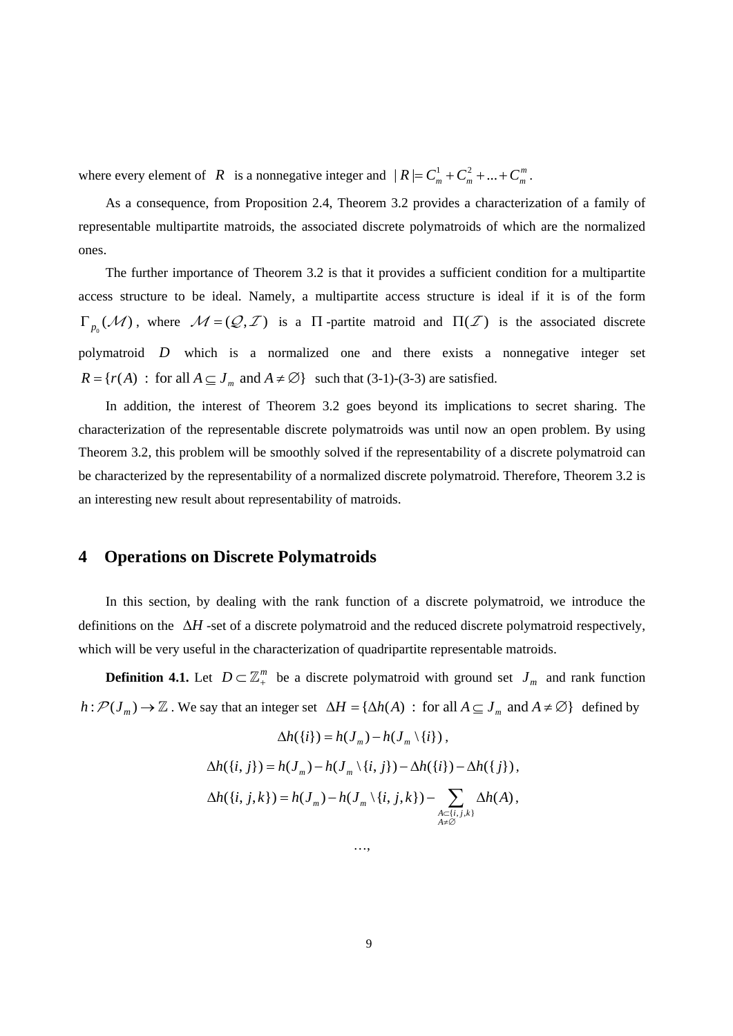where every element of $R$ is a nonnegative integer and $|R| = C_m^1 + C_m^2 + ... + C_m^m$.

As a consequence, from Proposition 2.4, Theorem 3.2 provides a characterization of a family of representable multipartite matroids, the associated discrete polymatroids of which are the normalized ones.

The further importance of Theorem 3.2 is that it provides a sufficient condition for a multipartite access structure to be ideal. Namely, a multipartite access structure is ideal if it is of the form $\Gamma_{p_0}(\mathcal{M})$, where $\mathcal{M} = (\mathcal{Q}, \mathcal{I})$ is a $\Pi$-partite matroid and $\Pi(\mathcal{I})$ is the associated discrete polymatroid $D$ which is a normalized one and there exists a nonnegative integer set $R = \{r(A) \text{ : for all } A \subseteq J_m \text{ and } A \neq \varnothing\}$ such that (3-1)-(3-3) are satisfied.

In addition, the interest of Theorem 3.2 goes beyond its implications to secret sharing. The characterization of the representable discrete polymatroids was until now an open problem. By using Theorem 3.2, this problem will be smoothly solved if the representability of a discrete polymatroid can be characterized by the representability of a normalized discrete polymatroid. Therefore, Theorem 3.2 is an interesting new result about representability of matroids.

## 4 Operations on Discrete Polymatroids

In this section, by dealing with the rank function of a discrete polymatroid, we introduce the definitions on the $\Delta H$-set of a discrete polymatroid and the reduced discrete polymatroid respectively, which will be very useful in the characterization of quadripartite representable matroids.

**Definition 4.1.** Let $D \subset \mathbb{Z}_+^m$ be a discrete polymatroid with ground set $J_m$ and rank function $h : \mathcal{P}(J_m) \to \mathbb{Z}$. We say that an integer set $\Delta H = \{\Delta h(A) \text{ : for all } A \subseteq J_m \text{ and } A \neq \varnothing\}$ defined by

$$\Delta h(\{i\}) = h(J_m) - h(J_m \setminus \{i\}),$$

$$\Delta h(\{i, j\}) = h(J_m) - h(J_m \setminus \{i, j\}) - \Delta h(\{i\}) - \Delta h(\{j\}),$$

$$\Delta h(\{i, j, k\}) = h(J_m) - h(J_m \setminus \{i, j, k\}) - \sum_{\substack{A \subset \{i, j, k\} \\ A \neq \varnothing}} \Delta h(A),$$

$$\dots,$$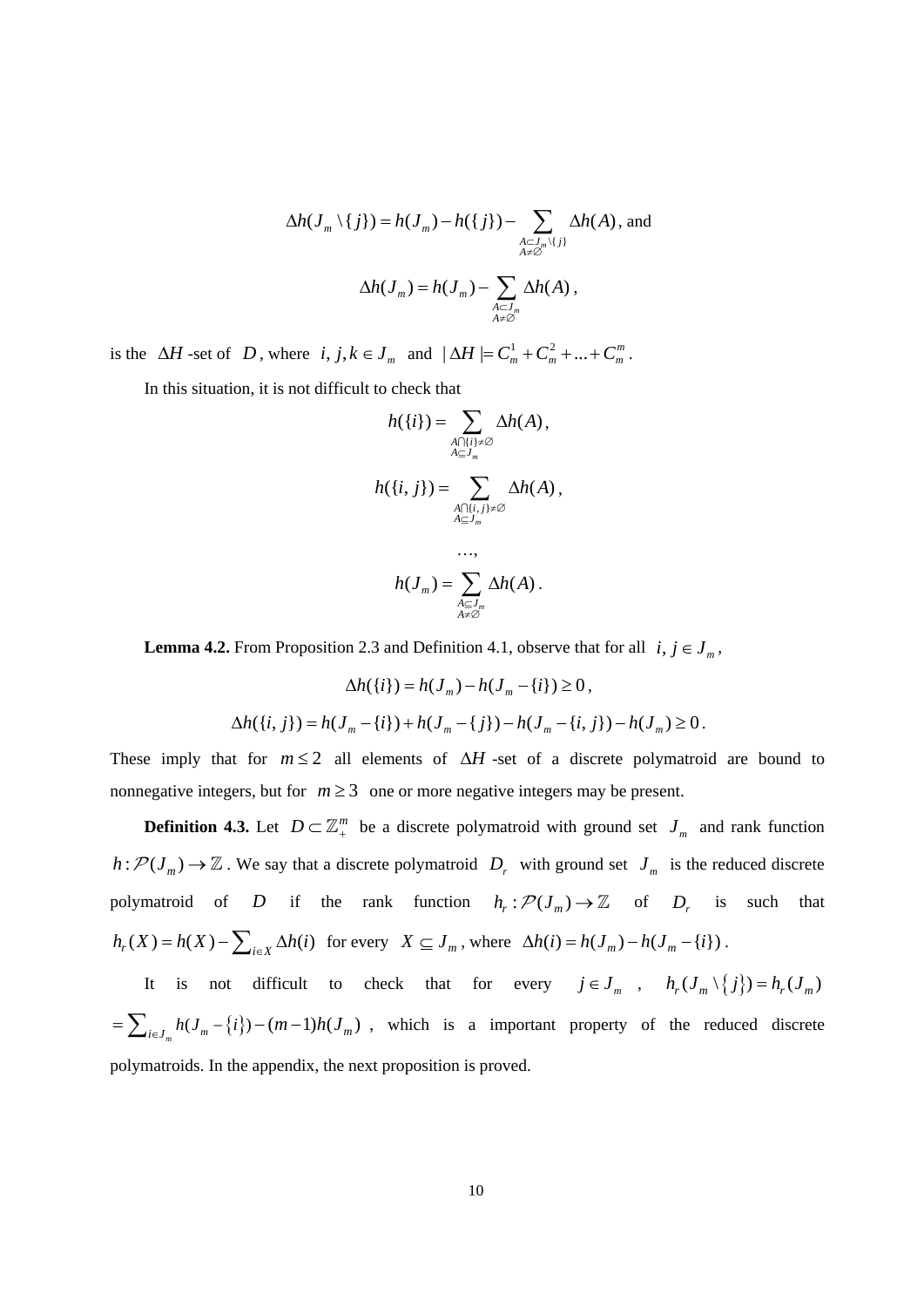$$\Delta h(J_m \setminus \{j\}) = h(J_m) - h(\{j\}) - \sum_{\substack{A \subset J_m \setminus \{j\} \\ A \neq \varnothing}} \Delta h(A), \text{ and}$$

$$\Delta h(J_m) = h(J_m) - \sum_{\substack{A \subset J_m \\ A \neq \varnothing}} \Delta h(A),$$

is the $\Delta H$ -set of $D$, where $i, j, k \in J_m$ and $|\Delta H| = C_m^1 + C_m^2 + ... + C_m^m$.

In this situation, it is not difficult to check that

$$h(\{i\}) = \sum_{\substack{A \cap \{i\} \neq \varnothing \\ A \subseteq J_m}} \Delta h(A),$$

$$h(\{i, j\}) = \sum_{\substack{A \cap \{i, j\} \neq \varnothing \\ A \subseteq J_m}} \Delta h(A),$$

$$\ldots,$$

$$h(J_m) = \sum_{\substack{A \subseteq J_m \\ A \neq \varnothing}} \Delta h(A).$$

**Lemma 4.2.** From Proposition 2.3 and Definition 4.1, observe that for all $i, j \in J_m$,

$$\Delta h(\{i\}) = h(J_m) - h(J_m - \{i\}) \geq 0,$$

$$\Delta h(\{i, j\}) = h(J_m - \{i\}) + h(J_m - \{j\}) - h(J_m - \{i, j\}) - h(J_m) \geq 0.$$

These imply that for $m \leq 2$ all elements of $\Delta H$ -set of a discrete polymatroid are bound to nonnegative integers, but for $m \geq 3$ one or more negative integers may be present.

**Definition 4.3.** Let $D \subset \mathbb{Z}_+^m$ be a discrete polymatroid with ground set $J_m$ and rank function $h: \mathcal{P}(J_m) \to \mathbb{Z}$. We say that a discrete polymatroid $D_r$ with ground set $J_m$ is the reduced discrete polymatroid of $D$ if the rank function $h_r: \mathcal{P}(J_m) \to \mathbb{Z}$ of $D_r$ is such that $h_r(X) = h(X) - \sum_{i \in X} \Delta h(i)$ for every $X \subseteq J_m$, where $\Delta h(i) = h(J_m) - h(J_m - \{i\})$.

It is not difficult to check that for every $j \in J_m$, $h_r(J_m \setminus \{j\}) = h_r(J_m)$ $= \sum_{i \in J_m} h(J_m - \{i\}) - (m-1)h(J_m)$, which is a important property of the reduced discrete polymatroids. In the appendix, the next proposition is proved.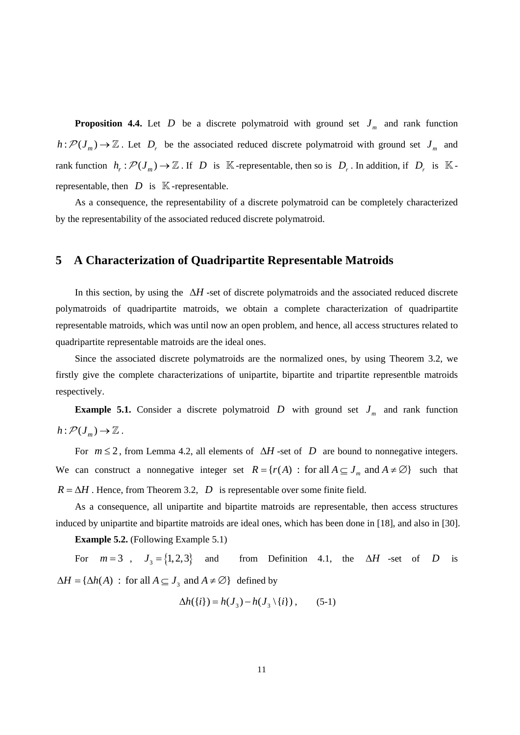**Proposition 4.4.** Let $D$ be a discrete polymatroid with ground set $J_m$ and rank function $h:\mathcal{P}(J_m)\to\mathbb{Z}$. Let $D_r$ be the associated reduced discrete polymatroid with ground set $J_m$ and rank function $h_r:\mathcal{P}(J_m)\to\mathbb{Z}$. If $D$ is $\mathbb{K}$-representable, then so is $D_r$. In addition, if $D_r$ is $\mathbb{K}$-representable, then $D$ is $\mathbb{K}$-representable.

As a consequence, the representability of a discrete polymatroid can be completely characterized by the representability of the associated reduced discrete polymatroid.

## 5 A Characterization of Quadripartite Representable Matroids

In this section, by using the $\Delta H$-set of discrete polymatroids and the associated reduced discrete polymatroids of quadripartite matroids, we obtain a complete characterization of quadripartite representable matroids, which was until now an open problem, and hence, all access structures related to quadripartite representable matroids are the ideal ones.

Since the associated discrete polymatroids are the normalized ones, by using Theorem 3.2, we firstly give the complete characterizations of unipartite, bipartite and tripartite representble matroids respectively.

**Example 5.1.** Consider a discrete polymatroid $D$ with ground set $J_m$ and rank function $h:\mathcal{P}(J_m)\to\mathbb{Z}$.

For $m\le 2$, from Lemma 4.2, all elements of $\Delta H$-set of $D$ are bound to nonnegative integers. We can construct a nonnegative integer set $R=\{r(A)\ :\ \text{for all } A\subseteq J_m \text{ and } A\ne\varnothing\}$ such that $R=\Delta H$. Hence, from Theorem 3.2, $D$ is representable over some finite field.

As a consequence, all unipartite and bipartite matroids are representable, then access structures induced by unipartite and bipartite matroids are ideal ones, which has been done in [18], and also in [30].

**Example 5.2.** (Following Example 5.1)

For $m=3$, $J_3=\{1,2,3\}$ and from Definition 4.1, the $\Delta H$-set of $D$ is $\Delta H=\{\Delta h(A)\ :\ \text{for all } A\subseteq J_3 \text{ and } A\ne\varnothing\}$ defined by

$$\Delta h(\{i\})=h(J_3)-h(J_3\setminus\{i\}),\qquad (5\text{-}1)$$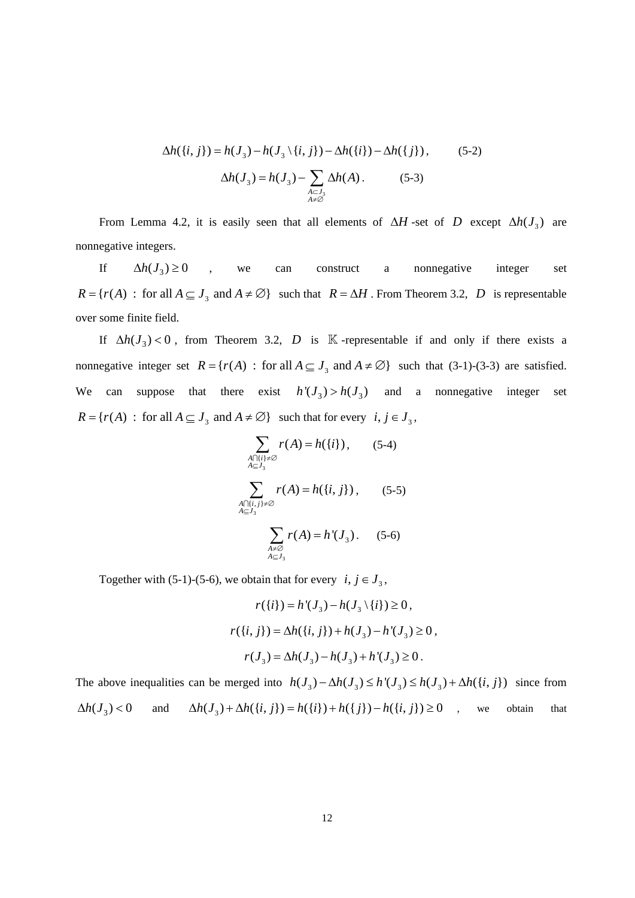$$\Delta h(\{i, j\}) = h(J_3) - h(J_3 \setminus \{i, j\}) - \Delta h(\{i\}) - \Delta h(\{j\}), \qquad \text{(5-2)}$$

$$\Delta h(J_3) = h(J_3) - \sum_{\substack{A \subset J_3 \\ A \neq \emptyset}} \Delta h(A). \qquad \text{(5-3)}$$

From Lemma 4.2, it is easily seen that all elements of $\Delta H$-set of $D$ except $\Delta h(J_3)$ are nonnegative integers.

If $\Delta h(J_3) \geq 0$, we can construct a nonnegative integer set $R = \{r(A) \,:\, \text{for all } A \subseteq J_3 \text{ and } A \neq \emptyset\}$ such that $R = \Delta H$. From Theorem 3.2, $D$ is representable over some finite field.

If $\Delta h(J_3) < 0$, from Theorem 3.2, $D$ is $\mathbb{K}$-representable if and only if there exists a nonnegative integer set $R = \{r(A) \,:\, \text{for all } A \subseteq J_3 \text{ and } A \neq \emptyset\}$ such that (3-1)-(3-3) are satisfied. We can suppose that there exist $h'(J_3) > h(J_3)$ and a nonnegative integer set $R = \{r(A) \,:\, \text{for all } A \subseteq J_3 \text{ and } A \neq \emptyset\}$ such that for every $i, j \in J_3$,

$$\sum_{\substack{A \cap \{i\} \neq \emptyset \\ A \subseteq J_3}} r(A) = h(\{i\}), \qquad \text{(5-4)}$$

$$\sum_{\substack{A \cap \{i, j\} \neq \emptyset \\ A \subseteq J_3}} r(A) = h(\{i, j\}), \qquad \text{(5-5)}$$

$$\sum_{\substack{A \neq \emptyset \\ A \subseteq J_3}} r(A) = h'(J_3). \qquad \text{(5-6)}$$

Together with (5-1)-(5-6), we obtain that for every $i, j \in J_3$,

$$r(\{i\}) = h'(J_3) - h(J_3 \setminus \{i\}) \geq 0,$$

$$r(\{i, j\}) = \Delta h(\{i, j\}) + h(J_3) - h'(J_3) \geq 0,$$

$$r(J_3) = \Delta h(J_3) - h(J_3) + h'(J_3) \geq 0.$$

The above inequalities can be merged into $h(J_3) - \Delta h(J_3) \leq h'(J_3) \leq h(J_3) + \Delta h(\{i, j\})$ since from $\Delta h(J_3) < 0$ and $\Delta h(J_3) + \Delta h(\{i, j\}) = h(\{i\}) + h(\{j\}) - h(\{i, j\}) \geq 0$, we obtain that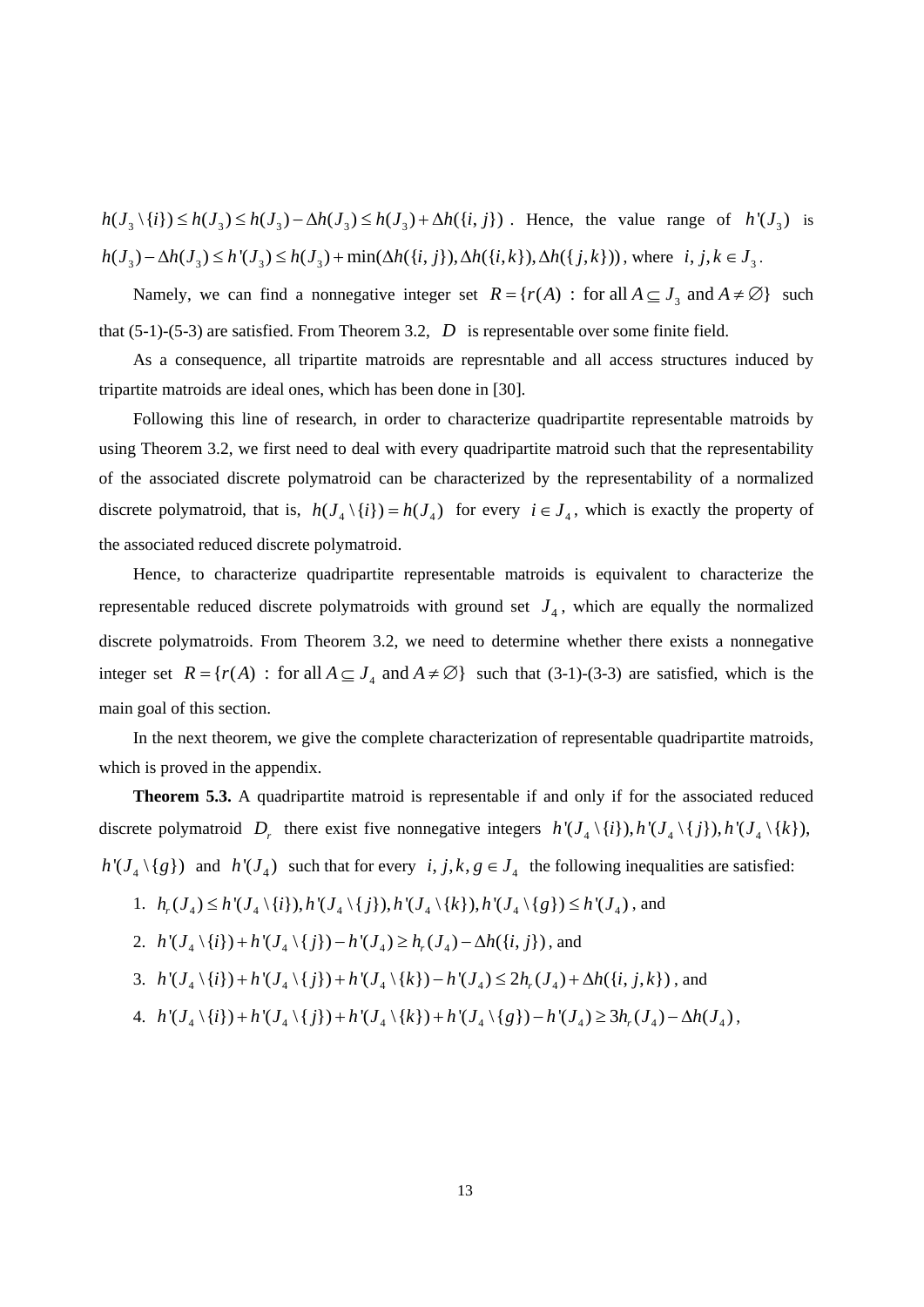$h(J_3 \setminus \{i\}) \le h(J_3) \le h(J_3) - \Delta h(J_3) \le h(J_3) + \Delta h(\{i, j\})$ . Hence, the value range of $h'(J_3)$ is $h(J_3) - \Delta h(J_3) \le h'(J_3) \le h(J_3) + \min(\Delta h(\{i, j\}), \Delta h(\{i,k\}), \Delta h(\{j,k\}))$, where $i, j, k \in J_3$.

Namely, we can find a nonnegative integer set $R = \{r(A) \,:\, \text{for all } A \subseteq J_3 \text{ and } A \ne \varnothing\}$ such that (5-1)-(5-3) are satisfied. From Theorem 3.2, $D$ is representable over some finite field.

As a consequence, all tripartite matroids are represntable and all access structures induced by tripartite matroids are ideal ones, which has been done in [30].

Following this line of research, in order to characterize quadripartite representable matroids by using Theorem 3.2, we first need to deal with every quadripartite matroid such that the representability of the associated discrete polymatroid can be characterized by the representability of a normalized discrete polymatroid, that is, $h(J_4 \setminus \{i\}) = h(J_4)$ for every $i \in J_4$, which is exactly the property of the associated reduced discrete polymatroid.

Hence, to characterize quadripartite representable matroids is equivalent to characterize the representable reduced discrete polymatroids with ground set $J_4$, which are equally the normalized discrete polymatroids. From Theorem 3.2, we need to determine whether there exists a nonnegative integer set $R = \{r(A) \,:\, \text{for all } A \subseteq J_4 \text{ and } A \ne \varnothing\}$ such that (3-1)-(3-3) are satisfied, which is the main goal of this section.

In the next theorem, we give the complete characterization of representable quadripartite matroids, which is proved in the appendix.

**Theorem 5.3.** A quadripartite matroid is representable if and only if for the associated reduced discrete polymatroid $D_r$ there exist five nonnegative integers $h'(J_4 \setminus \{i\}), h'(J_4 \setminus \{j\}), h'(J_4 \setminus \{k\}),$ $h'(J_4 \setminus \{g\})$ and $h'(J_4)$ such that for every $i, j, k, g \in J_4$ the following inequalities are satisfied:

1. $h_r(J_4) \le h'(J_4 \setminus \{i\}), h'(J_4 \setminus \{j\}), h'(J_4 \setminus \{k\}), h'(J_4 \setminus \{g\}) \le h'(J_4)$, and
2. $h'(J_4 \setminus \{i\}) + h'(J_4 \setminus \{j\}) - h'(J_4) \ge h_r(J_4) - \Delta h(\{i, j\})$, and
3. $h'(J_4 \setminus \{i\}) + h'(J_4 \setminus \{j\}) + h'(J_4 \setminus \{k\}) - h'(J_4) \le 2h_r(J_4) + \Delta h(\{i, j, k\})$, and
4. $h'(J_4 \setminus \{i\}) + h'(J_4 \setminus \{j\}) + h'(J_4 \setminus \{k\}) + h'(J_4 \setminus \{g\}) - h'(J_4) \ge 3h_r(J_4) - \Delta h(J_4)$,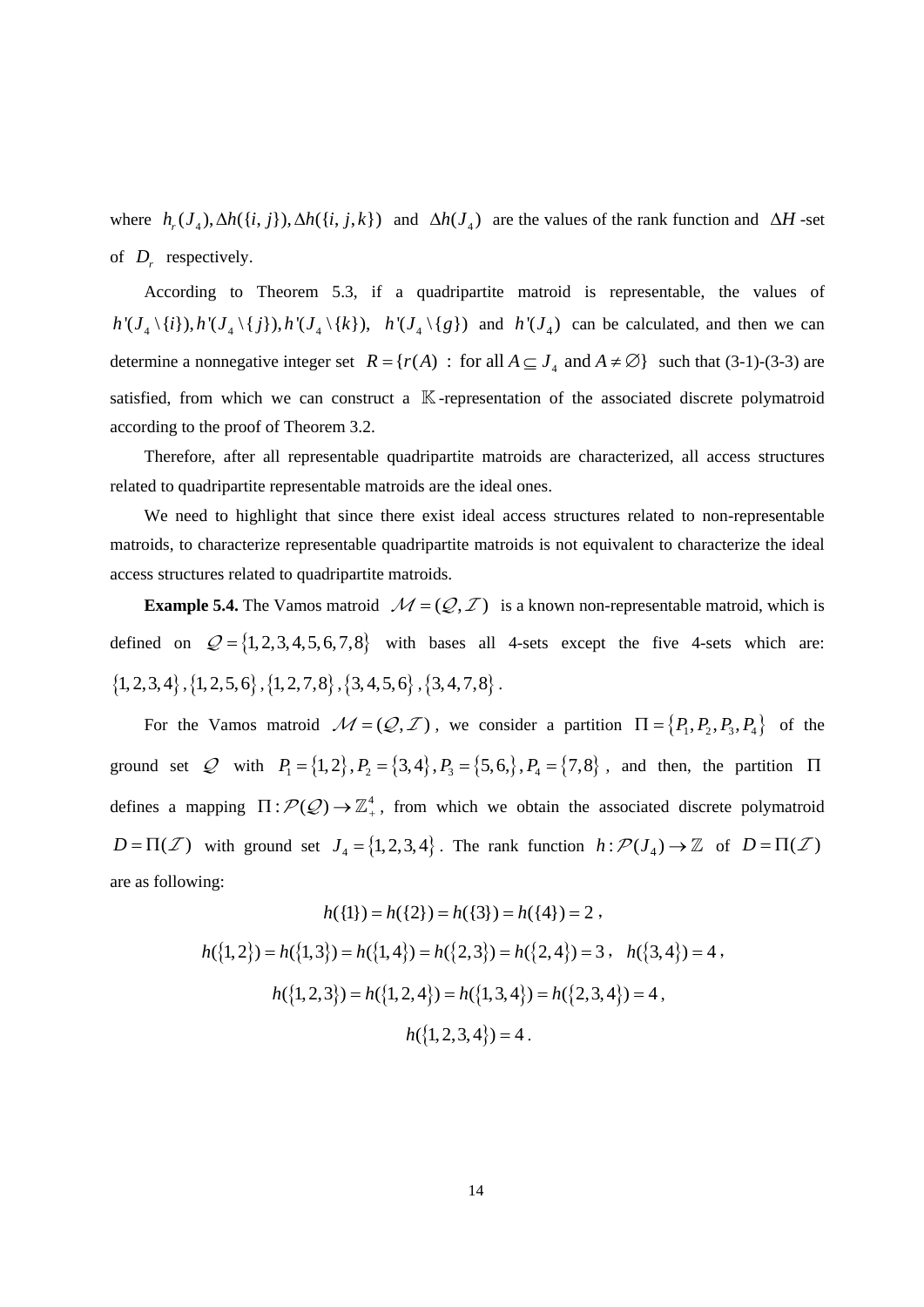where $h_r(J_4), \Delta h(\{i, j\}), \Delta h(\{i, j, k\})$ and $\Delta h(J_4)$ are the values of the rank function and $\Delta H$ -set of $D_r$ respectively.

According to Theorem 5.3, if a quadripartite matroid is representable, the values of $h'(J_4 \setminus \{i\}), h'(J_4 \setminus \{j\}), h'(J_4 \setminus \{k\}),\ h'(J_4 \setminus \{g\})$ and $h'(J_4)$ can be calculated, and then we can determine a nonnegative integer set $R = \{r(A)$ : for all $A \subseteq J_4$ and $A \neq \varnothing\}$ such that (3-1)-(3-3) are satisfied, from which we can construct a $\mathbb{K}$-representation of the associated discrete polymatroid according to the proof of Theorem 3.2.

Therefore, after all representable quadripartite matroids are characterized, all access structures related to quadripartite representable matroids are the ideal ones.

We need to highlight that since there exist ideal access structures related to non-representable matroids, to characterize representable quadripartite matroids is not equivalent to characterize the ideal access structures related to quadripartite matroids.

**Example 5.4.** The Vamos matroid $\mathcal{M} = (\mathcal{Q}, \mathcal{I})$ is a known non-representable matroid, which is defined on $\mathcal{Q} = \{1, 2, 3, 4, 5, 6, 7, 8\}$ with bases all 4-sets except the five 4-sets which are: $\{1, 2, 3, 4\}, \{1, 2, 5, 6\}, \{1, 2, 7, 8\}, \{3, 4, 5, 6\}, \{3, 4, 7, 8\}$.

For the Vamos matroid $\mathcal{M} = (\mathcal{Q}, \mathcal{I})$, we consider a partition $\Pi = \{P_1, P_2, P_3, P_4\}$ of the ground set $\mathcal{Q}$ with $P_1 = \{1, 2\}, P_2 = \{3, 4\}, P_3 = \{5, 6,\}, P_4 = \{7, 8\}$, and then, the partition $\Pi$ defines a mapping $\Pi : \mathcal{P}(\mathcal{Q}) \to \mathbb{Z}_+^4$, from which we obtain the associated discrete polymatroid $D = \Pi(\mathcal{I})$ with ground set $J_4 = \{1, 2, 3, 4\}$. The rank function $h : \mathcal{P}(J_4) \to \mathbb{Z}$ of $D = \Pi(\mathcal{I})$ are as following:

$$h(\{1\}) = h(\{2\}) = h(\{3\}) = h(\{4\}) = 2\ ,$$

$$h(\{1,2\}) = h(\{1,3\}) = h(\{1,4\}) = h(\{2,3\}) = h(\{2,4\}) = 3\ ,\quad h(\{3,4\}) = 4\ ,$$

$$h(\{1,2,3\}) = h(\{1,2,4\}) = h(\{1,3,4\}) = h(\{2,3,4\}) = 4\ ,$$

$$h(\{1,2,3,4\}) = 4\ .$$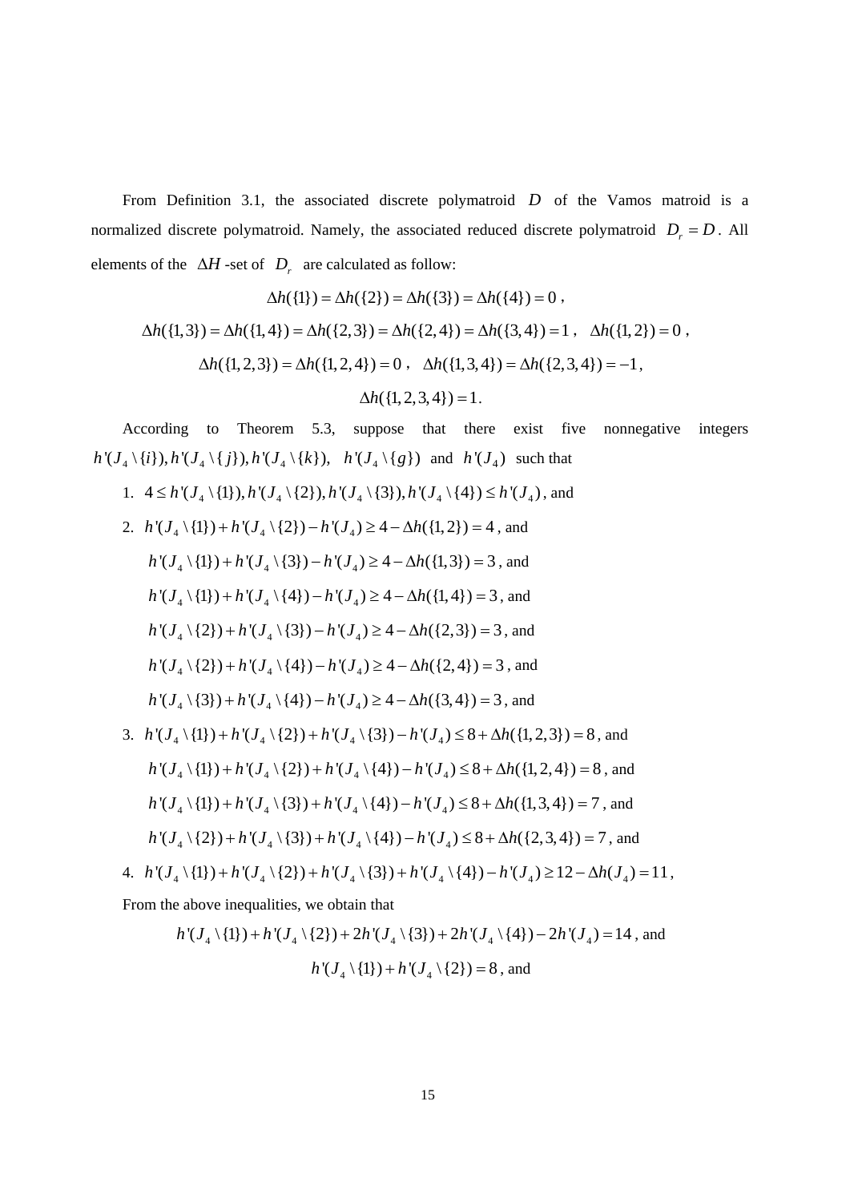From Definition 3.1, the associated discrete polymatroid $D$ of the Vamos matroid is a normalized discrete polymatroid. Namely, the associated reduced discrete polymatroid $D_r = D$. All elements of the $\Delta H$ -set of $D_r$ are calculated as follow:

$$\Delta h(\{1\}) = \Delta h(\{2\}) = \Delta h(\{3\}) = \Delta h(\{4\}) = 0 \,,$$

$$\Delta h(\{1,3\}) = \Delta h(\{1,4\}) = \Delta h(\{2,3\}) = \Delta h(\{2,4\}) = \Delta h(\{3,4\}) = 1 \,, \quad \Delta h(\{1,2\}) = 0 \,,$$

$$\Delta h(\{1,2,3\}) = \Delta h(\{1,2,4\}) = 0 \,, \quad \Delta h(\{1,3,4\}) = \Delta h(\{2,3,4\}) = -1 \,,$$

$$\Delta h(\{1,2,3,4\}) = 1 \,.$$

According to Theorem 5.3, suppose that there exist five nonnegative integers $h'(J_4 \setminus \{i\}), h'(J_4 \setminus \{j\}), h'(J_4 \setminus \{k\}), \quad h'(J_4 \setminus \{g\})$ and $h'(J_4)$ such that

1. $4 \le h'(J_4 \setminus \{1\}), h'(J_4 \setminus \{2\}), h'(J_4 \setminus \{3\}), h'(J_4 \setminus \{4\}) \le h'(J_4)$, and
2. $h'(J_4 \setminus \{1\}) + h'(J_4 \setminus \{2\}) - h'(J_4) \ge 4 - \Delta h(\{1,2\}) = 4$, and

   $h'(J_4 \setminus \{1\}) + h'(J_4 \setminus \{3\}) - h'(J_4) \ge 4 - \Delta h(\{1,3\}) = 3$, and

   $h'(J_4 \setminus \{1\}) + h'(J_4 \setminus \{4\}) - h'(J_4) \ge 4 - \Delta h(\{1,4\}) = 3$, and

   $h'(J_4 \setminus \{2\}) + h'(J_4 \setminus \{3\}) - h'(J_4) \ge 4 - \Delta h(\{2,3\}) = 3$, and

   $h'(J_4 \setminus \{2\}) + h'(J_4 \setminus \{4\}) - h'(J_4) \ge 4 - \Delta h(\{2,4\}) = 3$, and

   $h'(J_4 \setminus \{3\}) + h'(J_4 \setminus \{4\}) - h'(J_4) \ge 4 - \Delta h(\{3,4\}) = 3$, and
3. $h'(J_4 \setminus \{1\}) + h'(J_4 \setminus \{2\}) + h'(J_4 \setminus \{3\}) - h'(J_4) \le 8 + \Delta h(\{1,2,3\}) = 8$, and

   $h'(J_4 \setminus \{1\}) + h'(J_4 \setminus \{2\}) + h'(J_4 \setminus \{4\}) - h'(J_4) \le 8 + \Delta h(\{1,2,4\}) = 8$, and

   $h'(J_4 \setminus \{1\}) + h'(J_4 \setminus \{3\}) + h'(J_4 \setminus \{4\}) - h'(J_4) \le 8 + \Delta h(\{1,3,4\}) = 7$, and

   $h'(J_4 \setminus \{2\}) + h'(J_4 \setminus \{3\}) + h'(J_4 \setminus \{4\}) - h'(J_4) \le 8 + \Delta h(\{2,3,4\}) = 7$, and
4. $h'(J_4 \setminus \{1\}) + h'(J_4 \setminus \{2\}) + h'(J_4 \setminus \{3\}) + h'(J_4 \setminus \{4\}) - h'(J_4) \ge 12 - \Delta h(J_4) = 11$,

From the above inequalities, we obtain that

$$h'(J_4 \setminus \{1\}) + h'(J_4 \setminus \{2\}) + 2h'(J_4 \setminus \{3\}) + 2h'(J_4 \setminus \{4\}) - 2h'(J_4) = 14 \,, \text{ and}$$

$$h'(J_4 \setminus \{1\}) + h'(J_4 \setminus \{2\}) = 8 \,, \text{ and}$$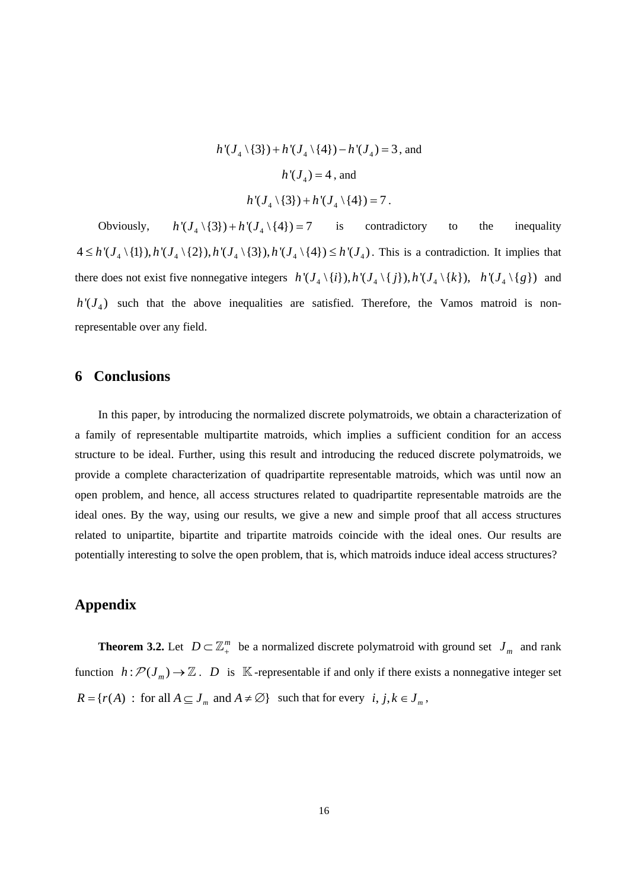$$h'(J_4 \setminus \{3\}) + h'(J_4 \setminus \{4\}) - h'(J_4) = 3 \text{, and}$$

$$h'(J_4) = 4 \text{, and}$$

$$h'(J_4 \setminus \{3\}) + h'(J_4 \setminus \{4\}) = 7 .$$

Obviously, $h'(J_4 \setminus \{3\}) + h'(J_4 \setminus \{4\}) = 7$ is contradictory to the inequality $4 \le h'(J_4 \setminus \{1\}), h'(J_4 \setminus \{2\}), h'(J_4 \setminus \{3\}), h'(J_4 \setminus \{4\}) \le h'(J_4)$. This is a contradiction. It implies that there does not exist five nonnegative integers $h'(J_4 \setminus \{i\}), h'(J_4 \setminus \{j\}), h'(J_4 \setminus \{k\}), \; h'(J_4 \setminus \{g\})$ and $h'(J_4)$ such that the above inequalities are satisfied. Therefore, the Vamos matroid is non-representable over any field.

## 6 Conclusions

In this paper, by introducing the normalized discrete polymatroids, we obtain a characterization of a family of representable multipartite matroids, which implies a sufficient condition for an access structure to be ideal. Further, using this result and introducing the reduced discrete polymatroids, we provide a complete characterization of quadripartite representable matroids, which was until now an open problem, and hence, all access structures related to quadripartite representable matroids are the ideal ones. By the way, using our results, we give a new and simple proof that all access structures related to unipartite, bipartite and tripartite matroids coincide with the ideal ones. Our results are potentially interesting to solve the open problem, that is, which matroids induce ideal access structures?

## Appendix

**Theorem 3.2.** Let $D \subset \mathbb{Z}_+^m$ be a normalized discrete polymatroid with ground set $J_m$ and rank function $h : \mathcal{P}(J_m) \to \mathbb{Z}$. $D$ is $\mathbb{K}$-representable if and only if there exists a nonnegative integer set $R = \{r(A) \;:\; \text{for all } A \subseteq J_m \text{ and } A \ne \varnothing\}$ such that for every $i, j, k \in J_m$,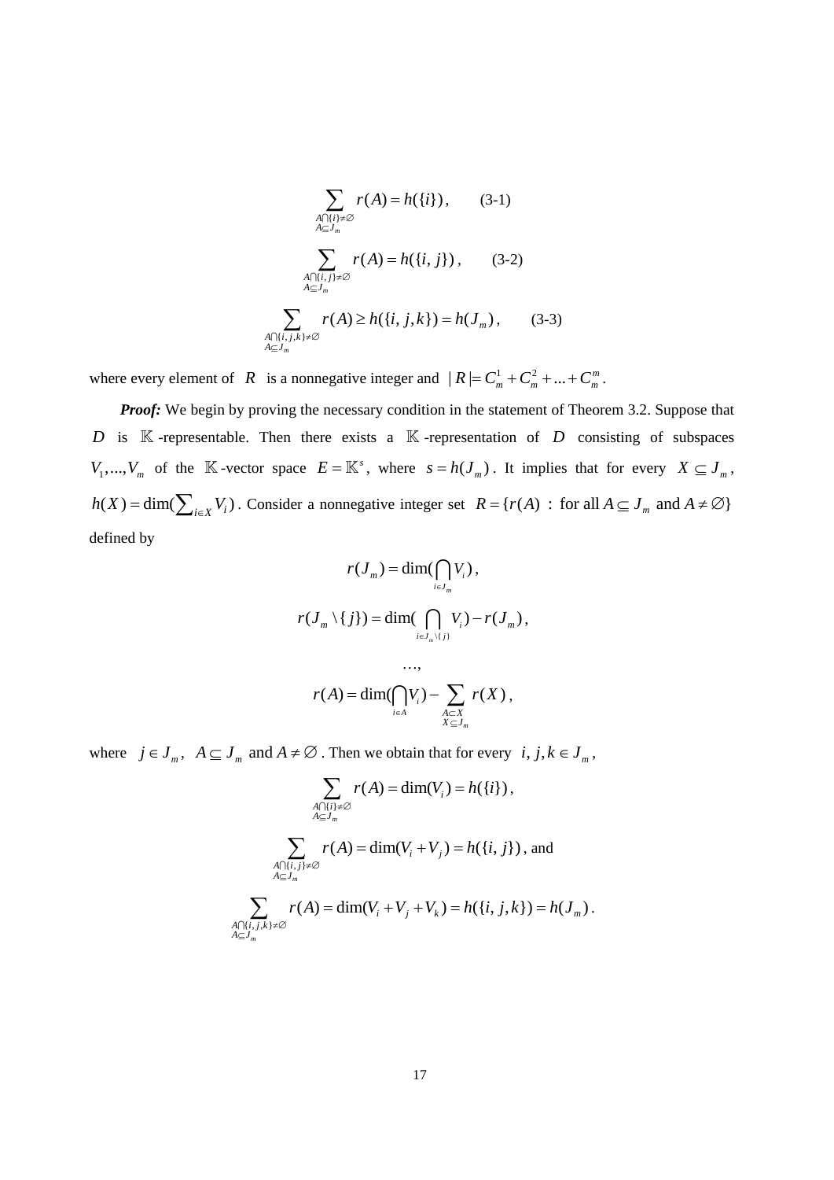$$\sum_{\substack{A\cap\{i\}\neq\varnothing \\ A\subseteq J_m}} r(A) = h(\{i\}), \qquad \text{(3-1)}$$

$$\sum_{\substack{A\cap\{i,j\}\neq\varnothing \\ A\subseteq J_m}} r(A) = h(\{i,j\}), \qquad \text{(3-2)}$$

$$\sum_{\substack{A\cap\{i,j,k\}\neq\varnothing \\ A\subseteq J_m}} r(A) \geq h(\{i,j,k\}) = h(J_m), \qquad \text{(3-3)}$$

where every element of $R$ is a nonnegative integer and $|R| = C_m^1 + C_m^2 + \ldots + C_m^m$.

***Proof:*** We begin by proving the necessary condition in the statement of Theorem 3.2. Suppose that $D$ is $\mathbb{K}$-representable. Then there exists a $\mathbb{K}$-representation of $D$ consisting of subspaces $V_1,\ldots,V_m$ of the $\mathbb{K}$-vector space $E = \mathbb{K}^s$, where $s = h(J_m)$. It implies that for every $X \subseteq J_m$, $h(X) = \dim(\sum_{i\in X} V_i)$. Consider a nonnegative integer set $R = \{r(A) \,:\, \text{for all } A \subseteq J_m \text{ and } A \neq \varnothing\}$ defined by

$$r(J_m) = \dim(\bigcap_{i\in J_m} V_i),$$

$$r(J_m \setminus \{j\}) = \dim(\bigcap_{i\in J_m\setminus\{j\}} V_i) - r(J_m),$$

$$\ldots,$$

$$r(A) = \dim(\bigcap_{i\in A} V_i) - \sum_{\substack{A\subset X \\ X\subseteq J_m}} r(X),$$

where $j \in J_m$, $A \subseteq J_m$ and $A \neq \varnothing$. Then we obtain that for every $i, j, k \in J_m$,

$$\sum_{\substack{A\cap\{i\}\neq\varnothing \\ A\subseteq J_m}} r(A) = \dim(V_i) = h(\{i\}),$$

$$\sum_{\substack{A\cap\{i,j\}\neq\varnothing \\ A\subseteq J_m}} r(A) = \dim(V_i + V_j) = h(\{i,j\}), \text{ and}$$

$$\sum_{\substack{A\cap\{i,j,k\}\neq\varnothing \\ A\subseteq J_m}} r(A) = \dim(V_i + V_j + V_k) = h(\{i,j,k\}) = h(J_m).$$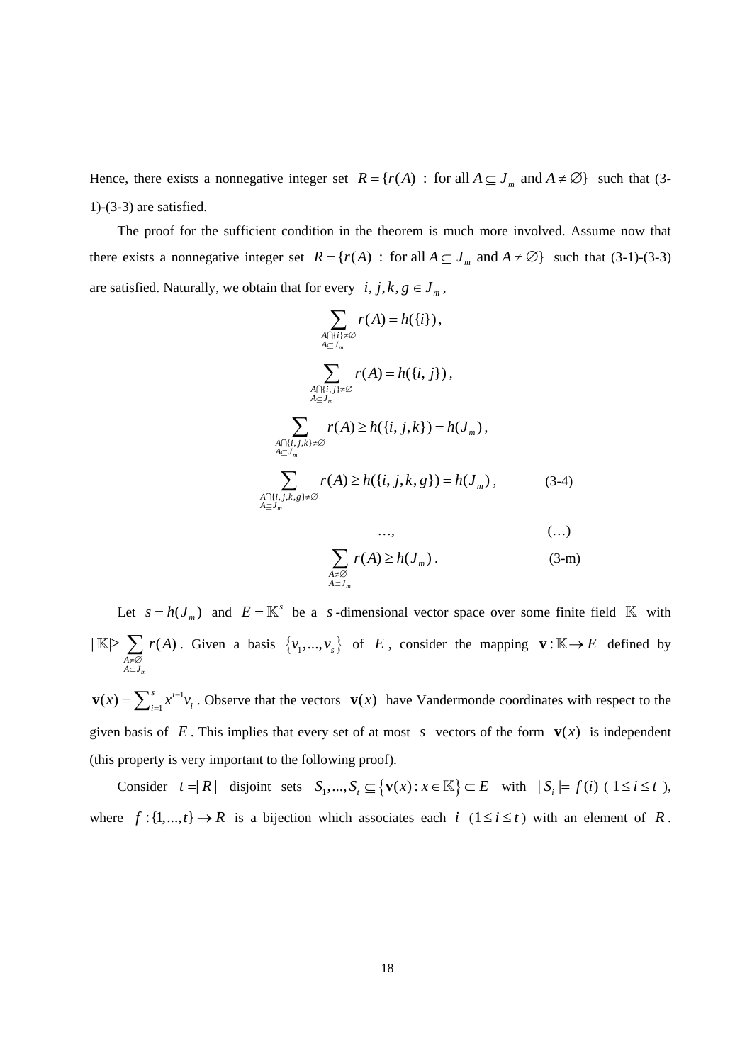Hence, there exists a nonnegative integer set $R = \{r(A) \ : \text{ for all } A \subseteq J_m \text{ and } A \neq \varnothing\}$ such that (3-1)-(3-3) are satisfied.

The proof for the sufficient condition in the theorem is much more involved. Assume now that there exists a nonnegative integer set $R = \{r(A) \ : \text{ for all } A \subseteq J_m \text{ and } A \neq \varnothing\}$ such that (3-1)-(3-3) are satisfied. Naturally, we obtain that for every $i, j, k, g \in J_m$,

$$\sum_{\substack{A \cap \{i\} \neq \varnothing \\ A \subseteq J_m}} r(A) = h(\{i\}),$$

$$\sum_{\substack{A \cap \{i, j\} \neq \varnothing \\ A \subseteq J_m}} r(A) = h(\{i, j\}),$$

$$\sum_{\substack{A \cap \{i, j, k\} \neq \varnothing \\ A \subseteq J_m}} r(A) \geq h(\{i, j, k\}) = h(J_m),$$

$$\sum_{\substack{A \cap \{i, j, k, g\} \neq \varnothing \\ A \subseteq J_m}} r(A) \geq h(\{i, j, k, g\}) = h(J_m), \tag{3-4}$$

$$\ldots, \tag{…}$$

$$\sum_{\substack{A \neq \varnothing \\ A \subseteq J_m}} r(A) \geq h(J_m). \tag{3-m}$$

Let $s = h(J_m)$ and $E = \mathbb{K}^s$ be a $s$-dimensional vector space over some finite field $\mathbb{K}$ with $|\mathbb{K}| \geq \sum_{\substack{A \neq \varnothing \\ A \subseteq J_m}} r(A)$. Given a basis $\{v_1, \ldots, v_s\}$ of $E$, consider the mapping $\mathbf{v} : \mathbb{K} \to E$ defined by $\mathbf{v}(x) = \sum_{i=1}^{s} x^{i-1} v_i$. Observe that the vectors $\mathbf{v}(x)$ have Vandermonde coordinates with respect to the given basis of $E$. This implies that every set of at most $s$ vectors of the form $\mathbf{v}(x)$ is independent (this property is very important to the following proof).

Consider $t = |R|$ disjoint sets $S_1, \ldots, S_t \subseteq \{\mathbf{v}(x) : x \in \mathbb{K}\} \subset E$ with $|S_i| = f(i)$ ($1 \leq i \leq t$), where $f : \{1, \ldots, t\} \to R$ is a bijection which associates each $i$ ($1 \leq i \leq t$) with an element of $R$.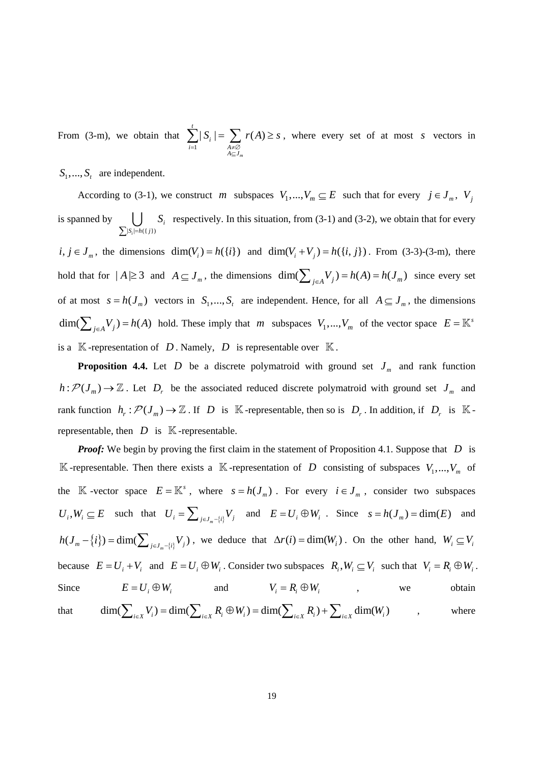From (3-m), we obtain that $\sum_{i=1}^{t}|S_i| = \sum_{\substack{A\neq\emptyset \\ A\subseteq J_m}} r(A) \geq s$, where every set of at most $s$ vectors in $S_1,...,S_t$ are independent.

According to (3-1), we construct $m$ subspaces $V_1,...,V_m \subseteq E$ such that for every $j \in J_m$, $V_j$ is spanned by $\bigcup_{\sum|S_i|=h(\{j\})} S_i$ respectively. In this situation, from (3-1) and (3-2), we obtain that for every $i, j \in J_m$, the dimensions $\dim(V_i) = h(\{i\})$ and $\dim(V_i + V_j) = h(\{i, j\})$. From (3-3)-(3-m), there hold that for $|A| \geq 3$ and $A \subseteq J_m$, the dimensions $\dim(\sum_{j\in A} V_j) = h(A) = h(J_m)$ since every set of at most $s = h(J_m)$ vectors in $S_1,...,S_t$ are independent. Hence, for all $A \subseteq J_m$, the dimensions $\dim(\sum_{j\in A} V_j) = h(A)$ hold. These imply that $m$ subspaces $V_1,...,V_m$ of the vector space $E = \mathbb{K}^s$ is a $\mathbb{K}$-representation of $D$. Namely, $D$ is representable over $\mathbb{K}$.

**Proposition 4.4.** Let $D$ be a discrete polymatroid with ground set $J_m$ and rank function $h: \mathcal{P}(J_m) \to \mathbb{Z}$. Let $D_r$ be the associated reduced discrete polymatroid with ground set $J_m$ and rank function $h_r: \mathcal{P}(J_m) \to \mathbb{Z}$. If $D$ is $\mathbb{K}$-representable, then so is $D_r$. In addition, if $D_r$ is $\mathbb{K}$-representable, then $D$ is $\mathbb{K}$-representable.

***Proof:*** We begin by proving the first claim in the statement of Proposition 4.1. Suppose that $D$ is $\mathbb{K}$-representable. Then there exists a $\mathbb{K}$-representation of $D$ consisting of subspaces $V_1,...,V_m$ of the $\mathbb{K}$-vector space $E = \mathbb{K}^s$, where $s = h(J_m)$. For every $i \in J_m$, consider two subspaces $U_i, W_i \subseteq E$ such that $U_i = \sum_{j\in J_m-\{i\}} V_j$ and $E = U_i \oplus W_i$. Since $s = h(J_m) = \dim(E)$ and $h(J_m - \{i\}) = \dim(\sum_{j\in J_m-\{i\}} V_j)$, we deduce that $\Delta r(i) = \dim(W_i)$. On the other hand, $W_i \subseteq V_i$ because $E = U_i + V_i$ and $E = U_i \oplus W_i$. Consider two subspaces $R_i, W_i \subseteq V_i$ such that $V_i = R_i \oplus W_i$. Since $E = U_i \oplus W_i$ and $V_i = R_i \oplus W_i$, we obtain that $\dim(\sum_{i\in X} V_i) = \dim(\sum_{i\in X} R_i \oplus W_i) = \dim(\sum_{i\in X} R_i) + \sum_{i\in X} \dim(W_i)$, where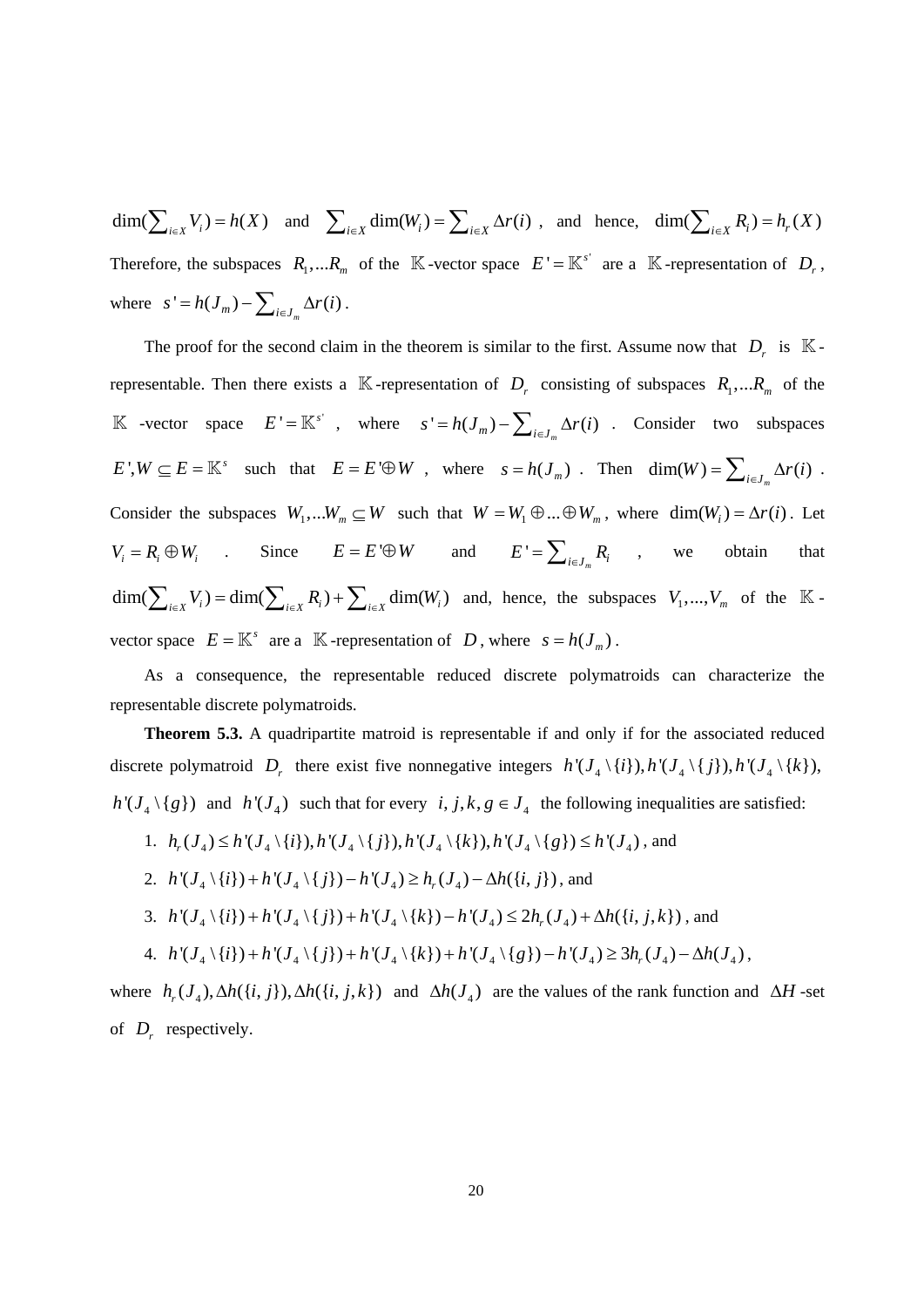$\dim(\sum_{i\in X} V_i) = h(X)$ and $\sum_{i\in X} \dim(W_i) = \sum_{i\in X} \Delta r(i)$, and hence, $\dim(\sum_{i\in X} R_i) = h_r(X)$ Therefore, the subspaces $R_1,...R_m$ of the $\mathbb{K}$-vector space $E' = \mathbb{K}^{s'}$ are a $\mathbb{K}$-representation of $D_r$, where $s' = h(J_m) - \sum_{i\in J_m} \Delta r(i)$.

The proof for the second claim in the theorem is similar to the first. Assume now that $D_r$ is $\mathbb{K}$-representable. Then there exists a $\mathbb{K}$-representation of $D_r$ consisting of subspaces $R_1,...R_m$ of the $\mathbb{K}$-vector space $E' = \mathbb{K}^{s'}$, where $s' = h(J_m) - \sum_{i\in J_m} \Delta r(i)$. Consider two subspaces $E', W \subseteq E = \mathbb{K}^s$ such that $E = E' \oplus W$, where $s = h(J_m)$. Then $\dim(W) = \sum_{i\in J_m} \Delta r(i)$. Consider the subspaces $W_1,...W_m \subseteq W$ such that $W = W_1 \oplus ... \oplus W_m$, where $\dim(W_i) = \Delta r(i)$. Let $V_i = R_i \oplus W_i$. Since $E = E' \oplus W$ and $E' = \sum_{i\in J_m} R_i$, we obtain that $\dim(\sum_{i\in X} V_i) = \dim(\sum_{i\in X} R_i) + \sum_{i\in X} \dim(W_i)$ and, hence, the subspaces $V_1,...,V_m$ of the $\mathbb{K}$-vector space $E = \mathbb{K}^s$ are a $\mathbb{K}$-representation of $D$, where $s = h(J_m)$.

As a consequence, the representable reduced discrete polymatroids can characterize the representable discrete polymatroids.

**Theorem 5.3.** A quadripartite matroid is representable if and only if for the associated reduced discrete polymatroid $D_r$ there exist five nonnegative integers $h'(J_4 \setminus \{i\}), h'(J_4 \setminus \{j\}), h'(J_4 \setminus \{k\}),$ $h'(J_4 \setminus \{g\})$ and $h'(J_4)$ such that for every $i, j, k, g \in J_4$ the following inequalities are satisfied:

1. $h_r(J_4) \le h'(J_4 \setminus \{i\}), h'(J_4 \setminus \{j\}), h'(J_4 \setminus \{k\}), h'(J_4 \setminus \{g\}) \le h'(J_4)$, and
2. $h'(J_4 \setminus \{i\}) + h'(J_4 \setminus \{j\}) - h'(J_4) \ge h_r(J_4) - \Delta h(\{i, j\})$, and
3. $h'(J_4 \setminus \{i\}) + h'(J_4 \setminus \{j\}) + h'(J_4 \setminus \{k\}) - h'(J_4) \le 2h_r(J_4) + \Delta h(\{i, j, k\})$, and
4. $h'(J_4 \setminus \{i\}) + h'(J_4 \setminus \{j\}) + h'(J_4 \setminus \{k\}) + h'(J_4 \setminus \{g\}) - h'(J_4) \ge 3h_r(J_4) - \Delta h(J_4)$,

where $h_r(J_4), \Delta h(\{i, j\}), \Delta h(\{i, j, k\})$ and $\Delta h(J_4)$ are the values of the rank function and $\Delta H$-set of $D_r$ respectively.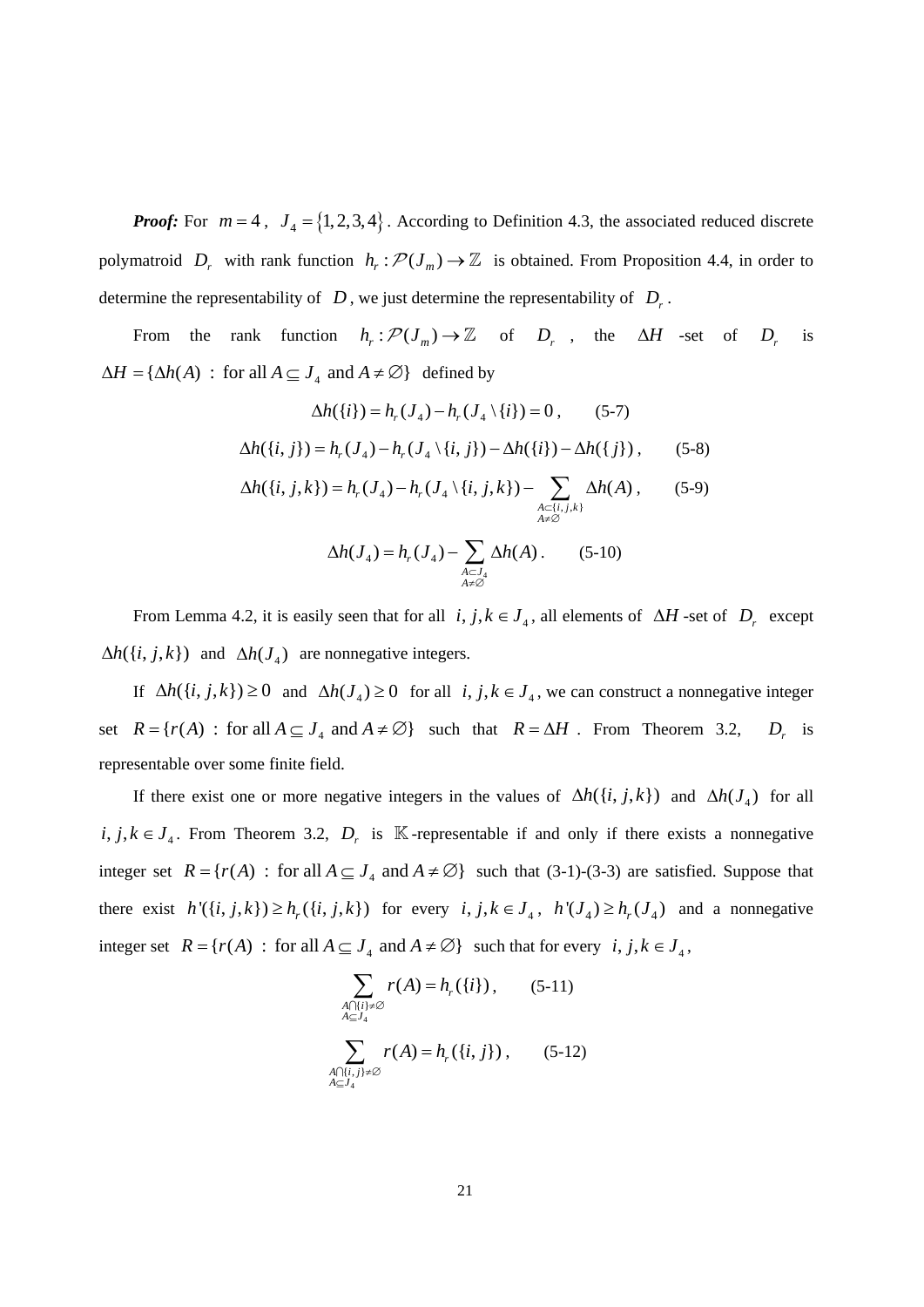***Proof:*** For $m = 4$, $J_4 = \{1,2,3,4\}$. According to Definition 4.3, the associated reduced discrete polymatroid $D_r$ with rank function $h_r : \mathcal{P}(J_m) \to \mathbb{Z}$ is obtained. From Proposition 4.4, in order to determine the representability of $D$, we just determine the representability of $D_r$.

From the rank function $h_r : \mathcal{P}(J_m) \to \mathbb{Z}$ of $D_r$, the $\Delta H$ -set of $D_r$ is $\Delta H = \{\Delta h(A) \ : \ \text{for all } A \subseteq J_4 \text{ and } A \neq \varnothing\}$ defined by

$$\Delta h(\{i\}) = h_r(J_4) - h_r(J_4 \setminus \{i\}) = 0 \,, \qquad \text{(5-7)}$$

$$\Delta h(\{i,j\}) = h_r(J_4) - h_r(J_4 \setminus \{i,j\}) - \Delta h(\{i\}) - \Delta h(\{j\}) \,, \qquad \text{(5-8)}$$

$$\Delta h(\{i,j,k\}) = h_r(J_4) - h_r(J_4 \setminus \{i,j,k\}) - \sum_{\substack{A \subset \{i,j,k\} \\ A \neq \varnothing}} \Delta h(A) \,, \qquad \text{(5-9)}$$

$$\Delta h(J_4) = h_r(J_4) - \sum_{\substack{A \subset J_4 \\ A \neq \varnothing}} \Delta h(A) \,. \qquad \text{(5-10)}$$

From Lemma 4.2, it is easily seen that for all $i, j, k \in J_4$, all elements of $\Delta H$ -set of $D_r$ except $\Delta h(\{i,j,k\})$ and $\Delta h(J_4)$ are nonnegative integers.

If $\Delta h(\{i,j,k\}) \geq 0$ and $\Delta h(J_4) \geq 0$ for all $i, j, k \in J_4$, we can construct a nonnegative integer set $R = \{r(A) \ : \ \text{for all } A \subseteq J_4 \text{ and } A \neq \varnothing\}$ such that $R = \Delta H$. From Theorem 3.2, $D_r$ is representable over some finite field.

If there exist one or more negative integers in the values of $\Delta h(\{i,j,k\})$ and $\Delta h(J_4)$ for all $i, j, k \in J_4$. From Theorem 3.2, $D_r$ is $\mathbb{K}$-representable if and only if there exists a nonnegative integer set $R = \{r(A) \ : \ \text{for all } A \subseteq J_4 \text{ and } A \neq \varnothing\}$ such that (3-1)-(3-3) are satisfied. Suppose that there exist $h'(\{i,j,k\}) \geq h_r(\{i,j,k\})$ for every $i, j, k \in J_4$, $h'(J_4) \geq h_r(J_4)$ and a nonnegative integer set $R = \{r(A) \ : \ \text{for all } A \subseteq J_4 \text{ and } A \neq \varnothing\}$ such that for every $i, j, k \in J_4$,

$$\sum_{\substack{A \cap \{i\} \neq \varnothing \\ A \subseteq J_4}} r(A) = h_r(\{i\}) \,, \qquad \text{(5-11)}$$

$$\sum_{\substack{A \cap \{i,j\} \neq \varnothing \\ A \subseteq J_4}} r(A) = h_r(\{i,j\}) \,, \qquad \text{(5-12)}$$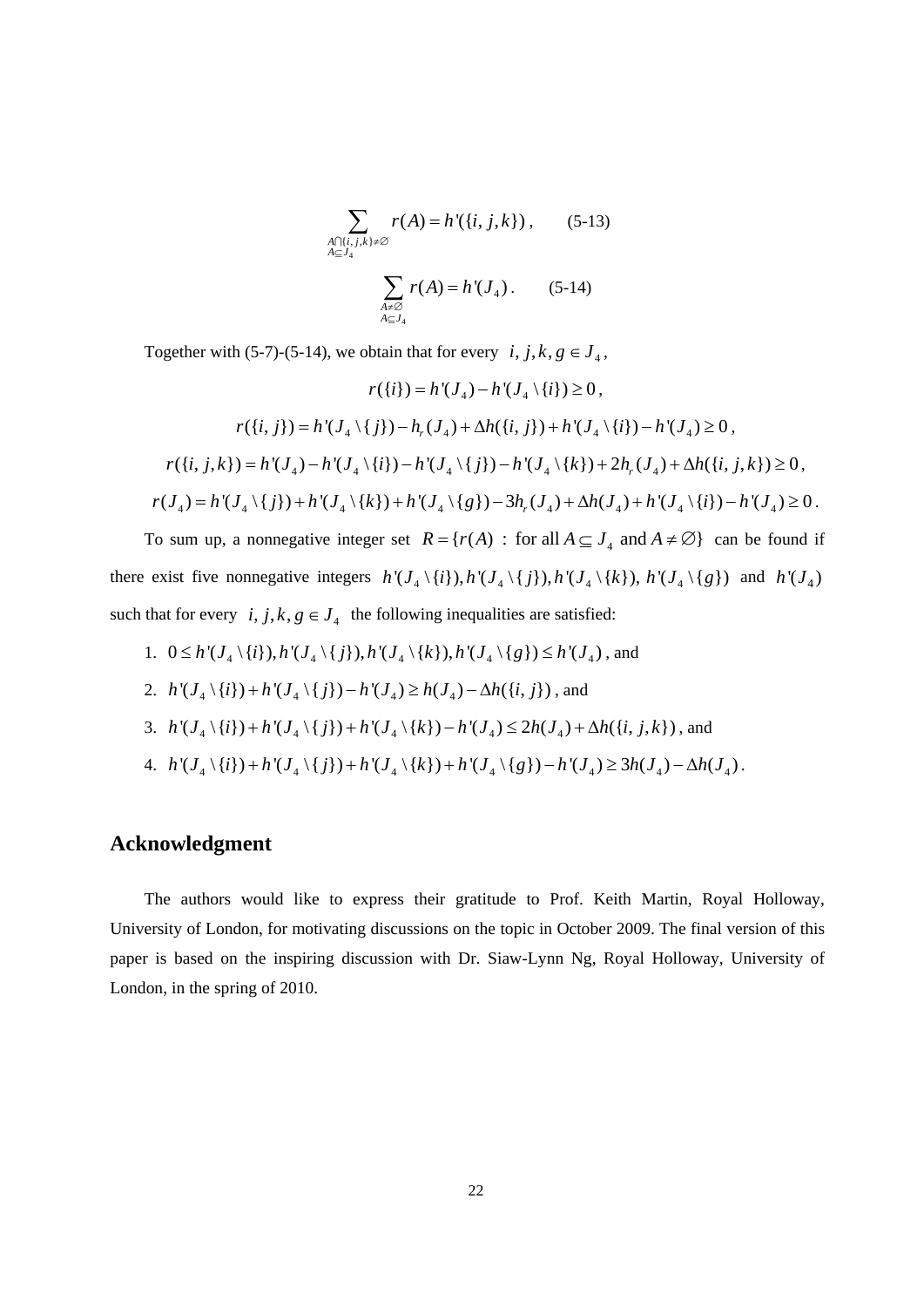$$\sum_{\substack{A \cap \{i,j,k\} \neq \emptyset \\ A \subseteq J_4}} r(A) = h'(\{i,j,k\}), \qquad \text{(5-13)}$$

$$\sum_{\substack{A \neq \emptyset \\ A \subseteq J_4}} r(A) = h'(J_4). \qquad \text{(5-14)}$$

Together with (5-7)-(5-14), we obtain that for every $i, j, k, g \in J_4$,

$$r(\{i\}) = h'(J_4) - h'(J_4 \setminus \{i\}) \geq 0,$$

$$r(\{i,j\}) = h'(J_4 \setminus \{j\}) - h_r(J_4) + \Delta h(\{i,j\}) + h'(J_4 \setminus \{i\}) - h'(J_4) \geq 0,$$

$$r(\{i,j,k\}) = h'(J_4) - h'(J_4 \setminus \{i\}) - h'(J_4 \setminus \{j\}) - h'(J_4 \setminus \{k\}) + 2h_r(J_4) + \Delta h(\{i,j,k\}) \geq 0,$$

$$r(J_4) = h'(J_4 \setminus \{j\}) + h'(J_4 \setminus \{k\}) + h'(J_4 \setminus \{g\}) - 3h_r(J_4) + \Delta h(J_4) + h'(J_4 \setminus \{i\}) - h'(J_4) \geq 0.$$

To sum up, a nonnegative integer set $R = \{r(A) : \text{for all } A \subseteq J_4 \text{ and } A \neq \emptyset\}$ can be found if there exist five nonnegative integers $h'(J_4 \setminus \{i\}), h'(J_4 \setminus \{j\}), h'(J_4 \setminus \{k\}), h'(J_4 \setminus \{g\})$ and $h'(J_4)$ such that for every $i, j, k, g \in J_4$ the following inequalities are satisfied:

1. $0 \leq h'(J_4 \setminus \{i\}), h'(J_4 \setminus \{j\}), h'(J_4 \setminus \{k\}), h'(J_4 \setminus \{g\}) \leq h'(J_4)$, and
2. $h'(J_4 \setminus \{i\}) + h'(J_4 \setminus \{j\}) - h'(J_4) \geq h(J_4) - \Delta h(\{i,j\})$, and
3. $h'(J_4 \setminus \{i\}) + h'(J_4 \setminus \{j\}) + h'(J_4 \setminus \{k\}) - h'(J_4) \leq 2h(J_4) + \Delta h(\{i,j,k\})$, and
4. $h'(J_4 \setminus \{i\}) + h'(J_4 \setminus \{j\}) + h'(J_4 \setminus \{k\}) + h'(J_4 \setminus \{g\}) - h'(J_4) \geq 3h(J_4) - \Delta h(J_4)$.

## Acknowledgment

The authors would like to express their gratitude to Prof. Keith Martin, Royal Holloway, University of London, for motivating discussions on the topic in October 2009. The final version of this paper is based on the inspiring discussion with Dr. Siaw-Lynn Ng, Royal Holloway, University of London, in the spring of 2010.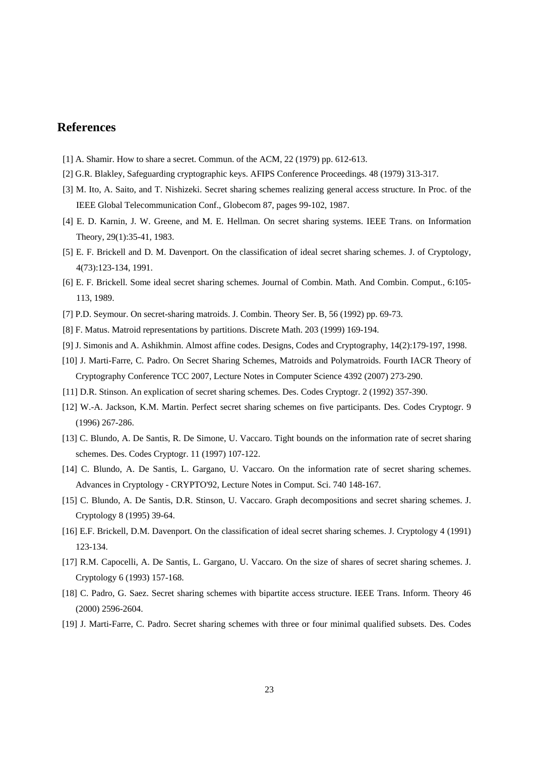## References

[1] A. Shamir. How to share a secret. Commun. of the ACM, 22 (1979) pp. 612-613.

[2] G.R. Blakley, Safeguarding cryptographic keys. AFIPS Conference Proceedings. 48 (1979) 313-317.

[3] M. Ito, A. Saito, and T. Nishizeki. Secret sharing schemes realizing general access structure. In Proc. of the IEEE Global Telecommunication Conf., Globecom 87, pages 99-102, 1987.

[4] E. D. Karnin, J. W. Greene, and M. E. Hellman. On secret sharing systems. IEEE Trans. on Information Theory, 29(1):35-41, 1983.

[5] E. F. Brickell and D. M. Davenport. On the classification of ideal secret sharing schemes. J. of Cryptology, 4(73):123-134, 1991.

[6] E. F. Brickell. Some ideal secret sharing schemes. Journal of Combin. Math. And Combin. Comput., 6:105-113, 1989.

[7] P.D. Seymour. On secret-sharing matroids. J. Combin. Theory Ser. B, 56 (1992) pp. 69-73.

[8] F. Matus. Matroid representations by partitions. Discrete Math. 203 (1999) 169-194.

[9] J. Simonis and A. Ashikhmin. Almost affine codes. Designs, Codes and Cryptography, 14(2):179-197, 1998.

[10] J. Marti-Farre, C. Padro. On Secret Sharing Schemes, Matroids and Polymatroids. Fourth IACR Theory of Cryptography Conference TCC 2007, Lecture Notes in Computer Science 4392 (2007) 273-290.

[11] D.R. Stinson. An explication of secret sharing schemes. Des. Codes Cryptogr. 2 (1992) 357-390.

[12] W.-A. Jackson, K.M. Martin. Perfect secret sharing schemes on five participants. Des. Codes Cryptogr. 9 (1996) 267-286.

[13] C. Blundo, A. De Santis, R. De Simone, U. Vaccaro. Tight bounds on the information rate of secret sharing schemes. Des. Codes Cryptogr. 11 (1997) 107-122.

[14] C. Blundo, A. De Santis, L. Gargano, U. Vaccaro. On the information rate of secret sharing schemes. Advances in Cryptology - CRYPTO'92, Lecture Notes in Comput. Sci. 740 148-167.

[15] C. Blundo, A. De Santis, D.R. Stinson, U. Vaccaro. Graph decompositions and secret sharing schemes. J. Cryptology 8 (1995) 39-64.

[16] E.F. Brickell, D.M. Davenport. On the classification of ideal secret sharing schemes. J. Cryptology 4 (1991) 123-134.

[17] R.M. Capocelli, A. De Santis, L. Gargano, U. Vaccaro. On the size of shares of secret sharing schemes. J. Cryptology 6 (1993) 157-168.

[18] C. Padro, G. Saez. Secret sharing schemes with bipartite access structure. IEEE Trans. Inform. Theory 46 (2000) 2596-2604.

[19] J. Marti-Farre, C. Padro. Secret sharing schemes with three or four minimal qualified subsets. Des. Codes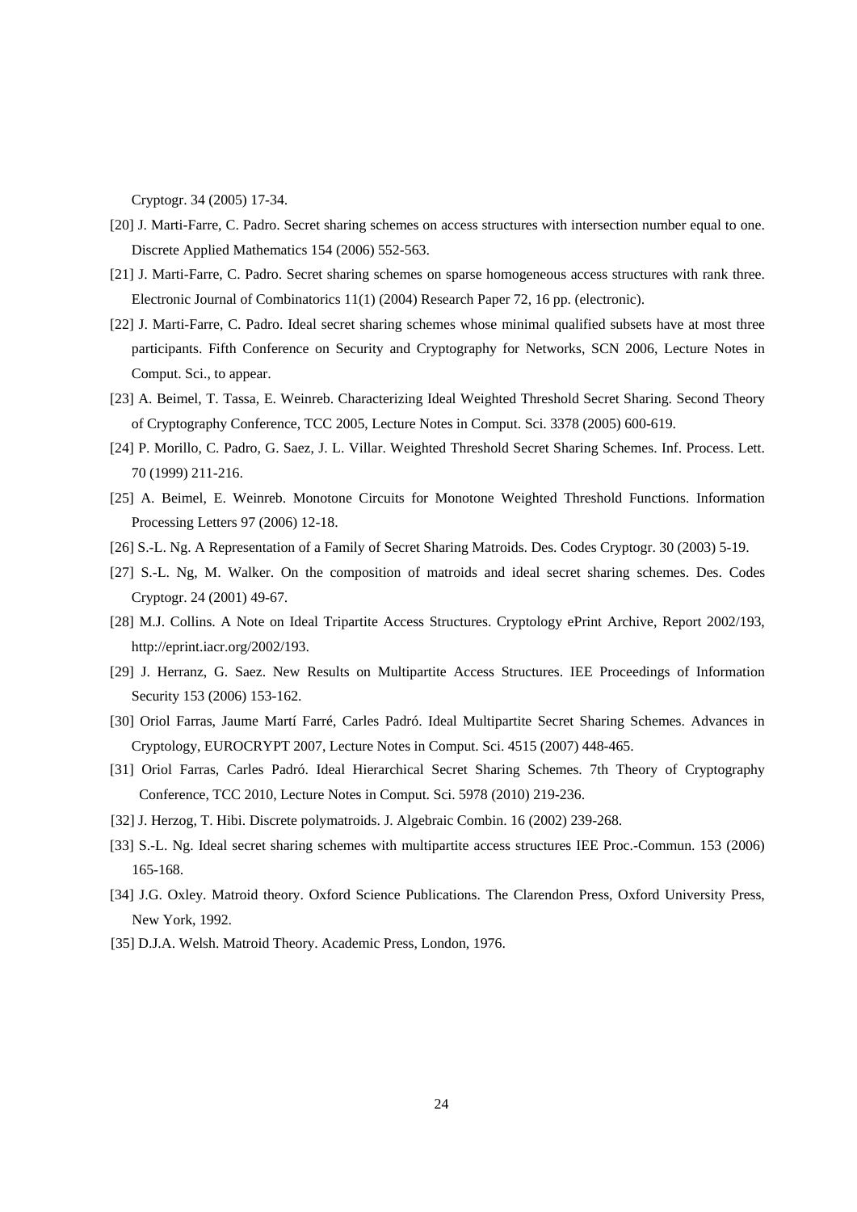Cryptogr. 34 (2005) 17-34.

[20] J. Marti-Farre, C. Padro. Secret sharing schemes on access structures with intersection number equal to one. Discrete Applied Mathematics 154 (2006) 552-563.

[21] J. Marti-Farre, C. Padro. Secret sharing schemes on sparse homogeneous access structures with rank three. Electronic Journal of Combinatorics 11(1) (2004) Research Paper 72, 16 pp. (electronic).

[22] J. Marti-Farre, C. Padro. Ideal secret sharing schemes whose minimal qualified subsets have at most three participants. Fifth Conference on Security and Cryptography for Networks, SCN 2006, Lecture Notes in Comput. Sci., to appear.

[23] A. Beimel, T. Tassa, E. Weinreb. Characterizing Ideal Weighted Threshold Secret Sharing. Second Theory of Cryptography Conference, TCC 2005, Lecture Notes in Comput. Sci. 3378 (2005) 600-619.

[24] P. Morillo, C. Padro, G. Saez, J. L. Villar. Weighted Threshold Secret Sharing Schemes. Inf. Process. Lett. 70 (1999) 211-216.

[25] A. Beimel, E. Weinreb. Monotone Circuits for Monotone Weighted Threshold Functions. Information Processing Letters 97 (2006) 12-18.

[26] S.-L. Ng. A Representation of a Family of Secret Sharing Matroids. Des. Codes Cryptogr. 30 (2003) 5-19.

[27] S.-L. Ng, M. Walker. On the composition of matroids and ideal secret sharing schemes. Des. Codes Cryptogr. 24 (2001) 49-67.

[28] M.J. Collins. A Note on Ideal Tripartite Access Structures. Cryptology ePrint Archive, Report 2002/193, http://eprint.iacr.org/2002/193.

[29] J. Herranz, G. Saez. New Results on Multipartite Access Structures. IEE Proceedings of Information Security 153 (2006) 153-162.

[30] Oriol Farras, Jaume Martí Farré, Carles Padró. Ideal Multipartite Secret Sharing Schemes. Advances in Cryptology, EUROCRYPT 2007, Lecture Notes in Comput. Sci. 4515 (2007) 448-465.

[31] Oriol Farras, Carles Padró. Ideal Hierarchical Secret Sharing Schemes. 7th Theory of Cryptography Conference, TCC 2010, Lecture Notes in Comput. Sci. 5978 (2010) 219-236.

[32] J. Herzog, T. Hibi. Discrete polymatroids. J. Algebraic Combin. 16 (2002) 239-268.

[33] S.-L. Ng. Ideal secret sharing schemes with multipartite access structures IEE Proc.-Commun. 153 (2006) 165-168.

[34] J.G. Oxley. Matroid theory. Oxford Science Publications. The Clarendon Press, Oxford University Press, New York, 1992.

[35] D.J.A. Welsh. Matroid Theory. Academic Press, London, 1976.